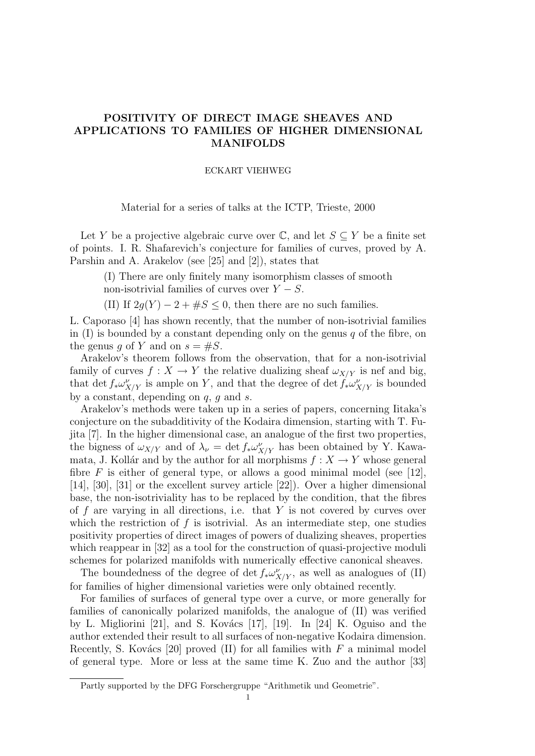# POSITIVITY OF DIRECT IMAGE SHEAVES AND APPLICATIONS TO FAMILIES OF HIGHER DIMENSIONAL MANIFOLDS

ECKART VIEHWEG

Material for a series of talks at the ICTP, Trieste, 2000

Let $Y$ be a projective algebraic curve over $\mathbb{C}$, and let $S \subseteq Y$ be a finite set of points. I. R. Shafarevich's conjecture for families of curves, proved by A. Parshin and A. Arakelov (see [25] and [2]), states that

> (I) There are only finitely many isomorphism classes of smooth non-isotrivial families of curves over $Y - S$.
>
> (II) If $2g(Y) - 2 + \#S \leq 0$, then there are no such families.

L. Caporaso [4] has shown recently, that the number of non-isotrivial families in (I) is bounded by a constant depending only on the genus $q$ of the fibre, on the genus $g$ of $Y$ and on $s = \#S$.

Arakelov's theorem follows from the observation, that for a non-isotrivial family of curves $f : X \to Y$ the relative dualizing sheaf $\omega_{X/Y}$ is nef and big, that $\det f_*\omega^{\nu}_{X/Y}$ is ample on $Y$, and that the degree of $\det f_*\omega^{\nu}_{X/Y}$ is bounded by a constant, depending on $q$, $g$ and $s$.

Arakelov's methods were taken up in a series of papers, concerning Iitaka's conjecture on the subadditivity of the Kodaira dimension, starting with T. Fujita [7]. In the higher dimensional case, an analogue of the first two properties, the bigness of $\omega_{X/Y}$ and of $\lambda_\nu = \det f_*\omega^{\nu}_{X/Y}$ has been obtained by Y. Kawamata, J. Kollár and by the author for all morphisms $f : X \to Y$ whose general fibre $F$ is either of general type, or allows a good minimal model (see [12], [14], [30], [31] or the excellent survey article [22]). Over a higher dimensional base, the non-isotriviality has to be replaced by the condition, that the fibres of $f$ are varying in all directions, i.e. that $Y$ is not covered by curves over which the restriction of $f$ is isotrivial. As an intermediate step, one studies positivity properties of direct images of powers of dualizing sheaves, properties which reappear in [32] as a tool for the construction of quasi-projective moduli schemes for polarized manifolds with numerically effective canonical sheaves.

The boundedness of the degree of $\det f_*\omega^{\nu}_{X/Y}$, as well as analogues of (II) for families of higher dimensional varieties were only obtained recently.

For families of surfaces of general type over a curve, or more generally for families of canonically polarized manifolds, the analogue of (II) was verified by L. Migliorini [21], and S. Kovács [17], [19]. In [24] K. Oguiso and the author extended their result to all surfaces of non-negative Kodaira dimension. Recently, S. Kovács [20] proved (II) for all families with $F$ a minimal model of general type. More or less at the same time K. Zuo and the author [33]

---

Partly supported by the DFG Forschergruppe "Arithmetik und Geometrie".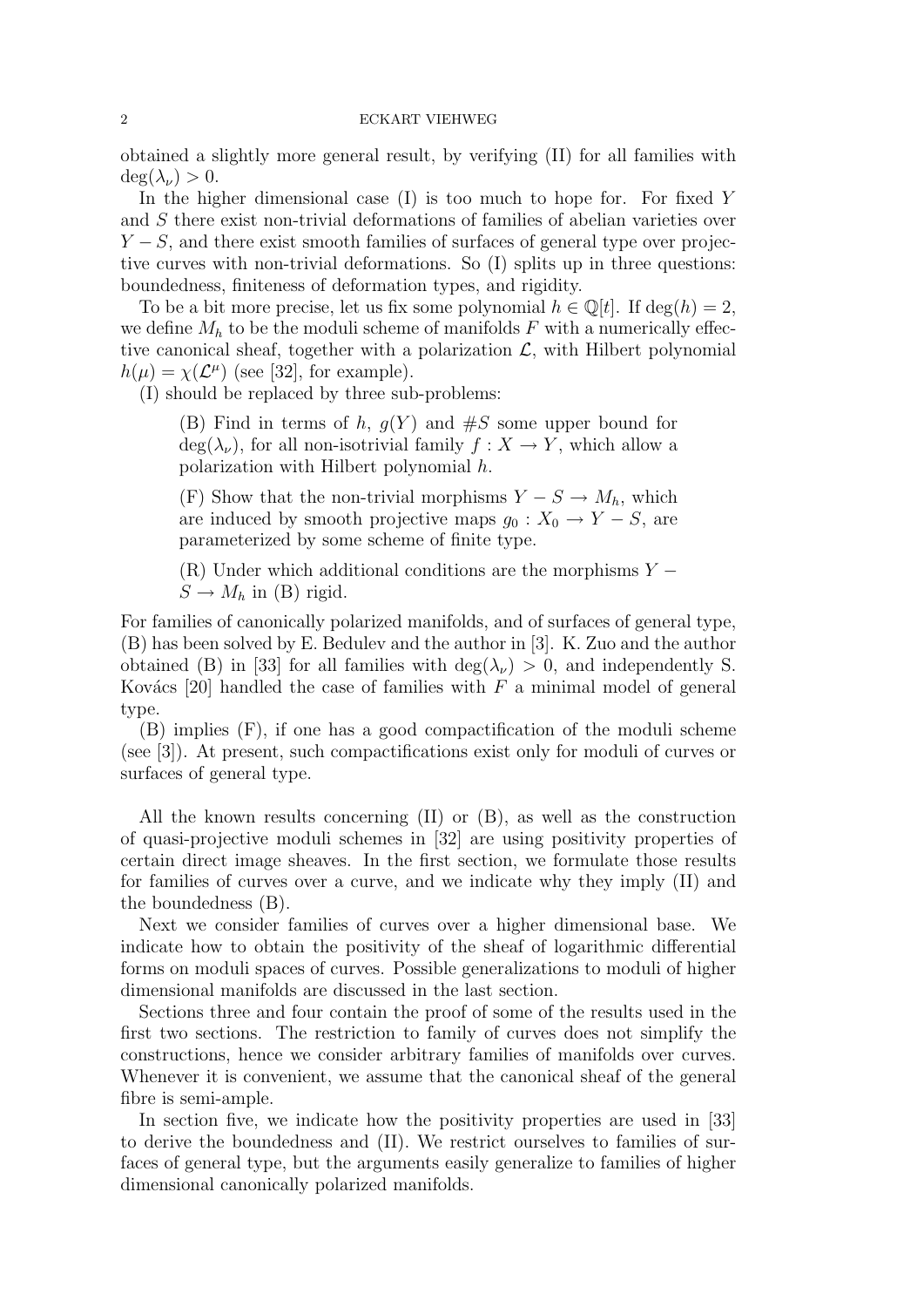obtained a slightly more general result, by verifying (II) for all families with $\deg(\lambda_\nu) > 0$.

In the higher dimensional case (I) is too much to hope for. For fixed $Y$ and $S$ there exist non-trivial deformations of families of abelian varieties over $Y - S$, and there exist smooth families of surfaces of general type over projective curves with non-trivial deformations. So (I) splits up in three questions: boundedness, finiteness of deformation types, and rigidity.

To be a bit more precise, let us fix some polynomial $h \in \mathbb{Q}[t]$. If $\deg(h) = 2$, we define $M_h$ to be the moduli scheme of manifolds $F$ with a numerically effective canonical sheaf, together with a polarization $\mathcal{L}$, with Hilbert polynomial $h(\mu) = \chi(\mathcal{L}^\mu)$ (see [32], for example).

(I) should be replaced by three sub-problems:

> (B) Find in terms of $h$, $g(Y)$ and $\#S$ some upper bound for $\deg(\lambda_\nu)$, for all non-isotrivial family $f : X \to Y$, which allow a polarization with Hilbert polynomial $h$.
>
> (F) Show that the non-trivial morphisms $Y - S \to M_h$, which are induced by smooth projective maps $g_0 : X_0 \to Y - S$, are parameterized by some scheme of finite type.
>
> (R) Under which additional conditions are the morphisms $Y - S \to M_h$ in (B) rigid.

For families of canonically polarized manifolds, and of surfaces of general type, (B) has been solved by E. Bedulev and the author in [3]. K. Zuo and the author obtained (B) in [33] for all families with $\deg(\lambda_\nu) > 0$, and independently S. Kovács [20] handled the case of families with $F$ a minimal model of general type.

(B) implies (F), if one has a good compactification of the moduli scheme (see [3]). At present, such compactifications exist only for moduli of curves or surfaces of general type.

All the known results concerning (II) or (B), as well as the construction of quasi-projective moduli schemes in [32] are using positivity properties of certain direct image sheaves. In the first section, we formulate those results for families of curves over a curve, and we indicate why they imply (II) and the boundedness (B).

Next we consider families of curves over a higher dimensional base. We indicate how to obtain the positivity of the sheaf of logarithmic differential forms on moduli spaces of curves. Possible generalizations to moduli of higher dimensional manifolds are discussed in the last section.

Sections three and four contain the proof of some of the results used in the first two sections. The restriction to family of curves does not simplify the constructions, hence we consider arbitrary families of manifolds over curves. Whenever it is convenient, we assume that the canonical sheaf of the general fibre is semi-ample.

In section five, we indicate how the positivity properties are used in [33] to derive the boundedness and (II). We restrict ourselves to families of surfaces of general type, but the arguments easily generalize to families of higher dimensional canonically polarized manifolds.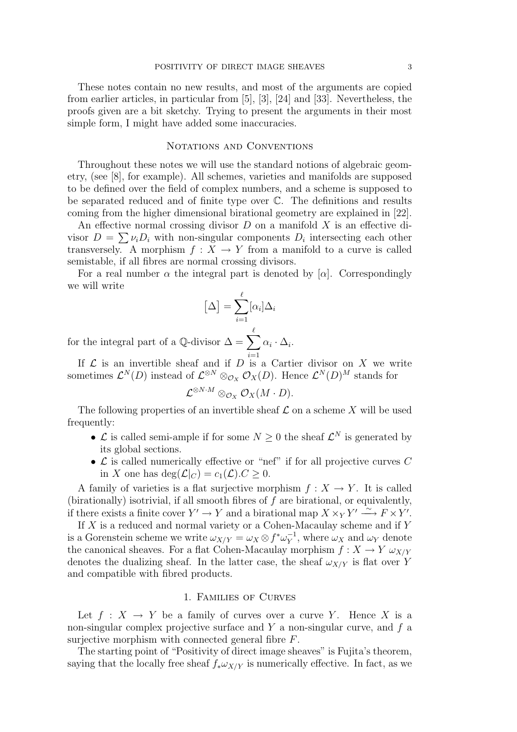These notes contain no new results, and most of the arguments are copied from earlier articles, in particular from [5], [3], [24] and [33]. Nevertheless, the proofs given are a bit sketchy. Trying to present the arguments in their most simple form, I might have added some inaccuracies.

## Notations and Conventions

Throughout these notes we will use the standard notions of algebraic geometry, (see [8], for example). All schemes, varieties and manifolds are supposed to be defined over the field of complex numbers, and a scheme is supposed to be separated reduced and of finite type over $\mathbb{C}$. The definitions and results coming from the higher dimensional birational geometry are explained in [22].

An effective normal crossing divisor $D$ on a manifold $X$ is an effective divisor $D = \sum \nu_i D_i$ with non-singular components $D_i$ intersecting each other transversely. A morphism $f : X \to Y$ from a manifold to a curve is called semistable, if all fibres are normal crossing divisors.

For a real number $\alpha$ the integral part is denoted by $[\alpha]$. Correspondingly we will write

$$[\Delta] = \sum_{i=1}^{\ell} [\alpha_i] \Delta_i$$

for the integral part of a $\mathbb{Q}$-divisor $\Delta = \sum_{i=1}^{\ell} \alpha_i \cdot \Delta_i$.

If $\mathcal{L}$ is an invertible sheaf and if $D$ is a Cartier divisor on $X$ we write sometimes $\mathcal{L}^N(D)$ instead of $\mathcal{L}^{\otimes N} \otimes_{\mathcal{O}_X} \mathcal{O}_X(D)$. Hence $\mathcal{L}^N(D)^M$ stands for

$$\mathcal{L}^{\otimes N \cdot M} \otimes_{\mathcal{O}_X} \mathcal{O}_X(M \cdot D).$$

The following properties of an invertible sheaf $\mathcal{L}$ on a scheme $X$ will be used frequently:

- $\mathcal{L}$ is called semi-ample if for some $N \geq 0$ the sheaf $\mathcal{L}^N$ is generated by its global sections.
- $\mathcal{L}$ is called numerically effective or "nef" if for all projective curves $C$ in $X$ one has $\deg(\mathcal{L}|_C) = c_1(\mathcal{L}).C \geq 0$.

A family of varieties is a flat surjective morphism $f : X \to Y$. It is called (birationally) isotrivial, if all smooth fibres of $f$ are birational, or equivalently, if there exists a finite cover $Y' \to Y$ and a birational map $X \times_Y Y' \xrightarrow{\sim} F \times Y'$.

If $X$ is a reduced and normal variety or a Cohen-Macaulay scheme and if $Y$ is a Gorenstein scheme we write $\omega_{X/Y} = \omega_X \otimes f^*\omega_Y^{-1}$, where $\omega_X$ and $\omega_Y$ denote the canonical sheaves. For a flat Cohen-Macaulay morphism $f : X \to Y$ $\omega_{X/Y}$ denotes the dualizing sheaf. In the latter case, the sheaf $\omega_{X/Y}$ is flat over $Y$ and compatible with fibred products.

## 1. Families of Curves

Let $f : X \to Y$ be a family of curves over a curve $Y$. Hence $X$ is a non-singular complex projective surface and $Y$ a non-singular curve, and $f$ a surjective morphism with connected general fibre $F$.

The starting point of "Positivity of direct image sheaves" is Fujita's theorem, saying that the locally free sheaf $f_*\omega_{X/Y}$ is numerically effective. In fact, as we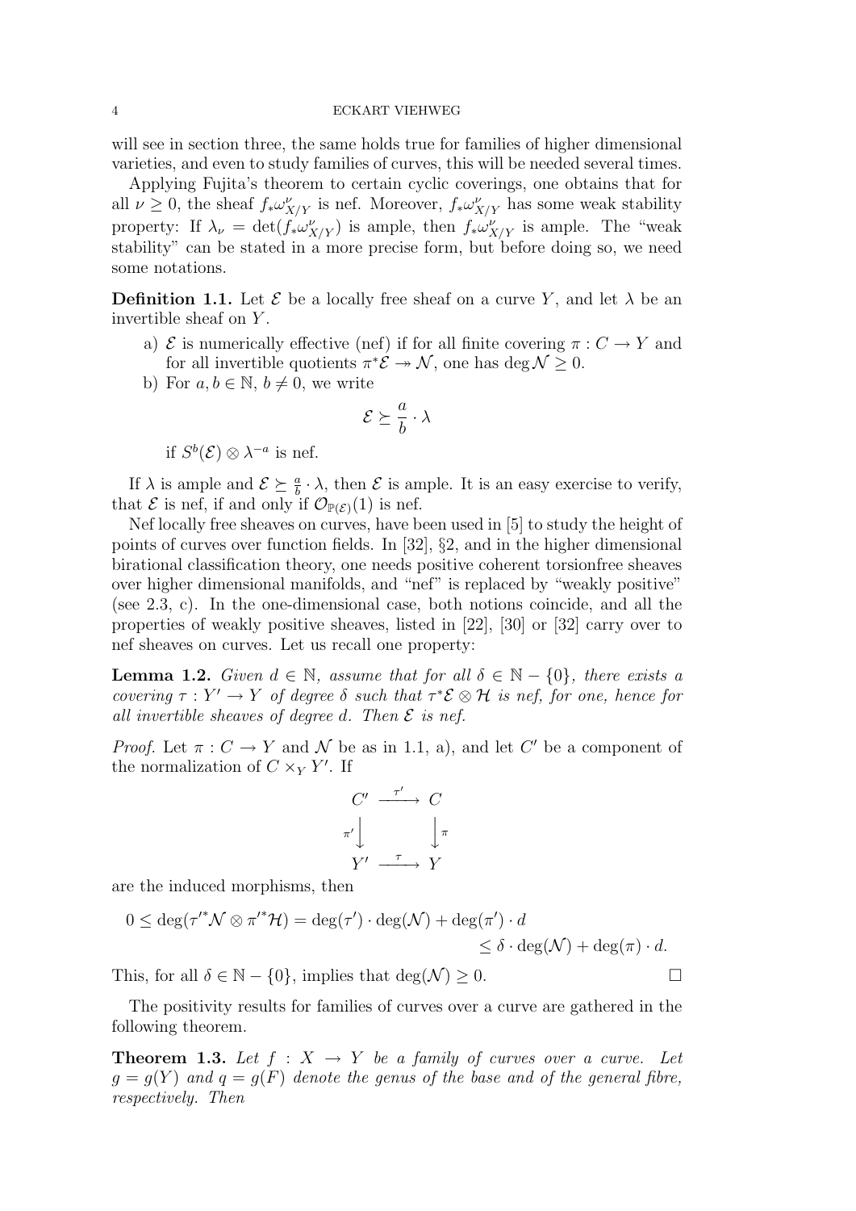will see in section three, the same holds true for families of higher dimensional varieties, and even to study families of curves, this will be needed several times.

Applying Fujita's theorem to certain cyclic coverings, one obtains that for all $\nu \geq 0$, the sheaf $f_*\omega^\nu_{X/Y}$ is nef. Moreover, $f_*\omega^\nu_{X/Y}$ has some weak stability property: If $\lambda_\nu = \det(f_*\omega^\nu_{X/Y})$ is ample, then $f_*\omega^\nu_{X/Y}$ is ample. The "weak stability" can be stated in a more precise form, but before doing so, we need some notations.

**Definition 1.1.** Let $\mathcal{E}$ be a locally free sheaf on a curve $Y$, and let $\lambda$ be an invertible sheaf on $Y$.

a) $\mathcal{E}$ is numerically effective (nef) if for all finite covering $\pi : C \to Y$ and for all invertible quotients $\pi^*\mathcal{E} \twoheadrightarrow \mathcal{N}$, one has $\deg \mathcal{N} \geq 0$.
b) For $a, b \in \mathbb{N}$, $b \neq 0$, we write
$$\mathcal{E} \succeq \frac{a}{b} \cdot \lambda$$
if $S^b(\mathcal{E}) \otimes \lambda^{-a}$ is nef.

If $\lambda$ is ample and $\mathcal{E} \succeq \frac{a}{b} \cdot \lambda$, then $\mathcal{E}$ is ample. It is an easy exercise to verify, that $\mathcal{E}$ is nef, if and only if $\mathcal{O}_{\mathbb{P}(\mathcal{E})}(1)$ is nef.

Nef locally free sheaves on curves, have been used in [5] to study the height of points of curves over function fields. In [32], §2, and in the higher dimensional birational classification theory, one needs positive coherent torsionfree sheaves over higher dimensional manifolds, and "nef" is replaced by "weakly positive" (see 2.3, c). In the one-dimensional case, both notions coincide, and all the properties of weakly positive sheaves, listed in [22], [30] or [32] carry over to nef sheaves on curves. Let us recall one property:

**Lemma 1.2.** *Given $d \in \mathbb{N}$, assume that for all $\delta \in \mathbb{N} - \{0\}$, there exists a covering $\tau : Y' \to Y$ of degree $\delta$ such that $\tau^*\mathcal{E} \otimes \mathcal{H}$ is nef, for one, hence for all invertible sheaves of degree $d$. Then $\mathcal{E}$ is nef.*

*Proof.* Let $\pi : C \to Y$ and $\mathcal{N}$ be as in 1.1, a), and let $C'$ be a component of the normalization of $C \times_Y Y'$. If

$$\begin{array}{ccc} C' & \xrightarrow{\tau'} & C \\ {\scriptstyle \pi'}\downarrow & & \downarrow{\scriptstyle \pi} \\ Y' & \xrightarrow{\tau} & Y \end{array}$$

are the induced morphisms, then

$$\begin{aligned} 0 \leq \deg({\tau'}^*\mathcal{N} \otimes {\pi'}^*\mathcal{H}) = \deg(\tau') \cdot \deg(\mathcal{N}) + \deg(\pi') \cdot d \\ \leq \delta \cdot \deg(\mathcal{N}) + \deg(\pi) \cdot d. \end{aligned}$$

This, for all $\delta \in \mathbb{N} - \{0\}$, implies that $\deg(\mathcal{N}) \geq 0$. □

The positivity results for families of curves over a curve are gathered in the following theorem.

**Theorem 1.3.** *Let $f : X \to Y$ be a family of curves over a curve. Let $g = g(Y)$ and $q = g(F)$ denote the genus of the base and of the general fibre, respectively. Then*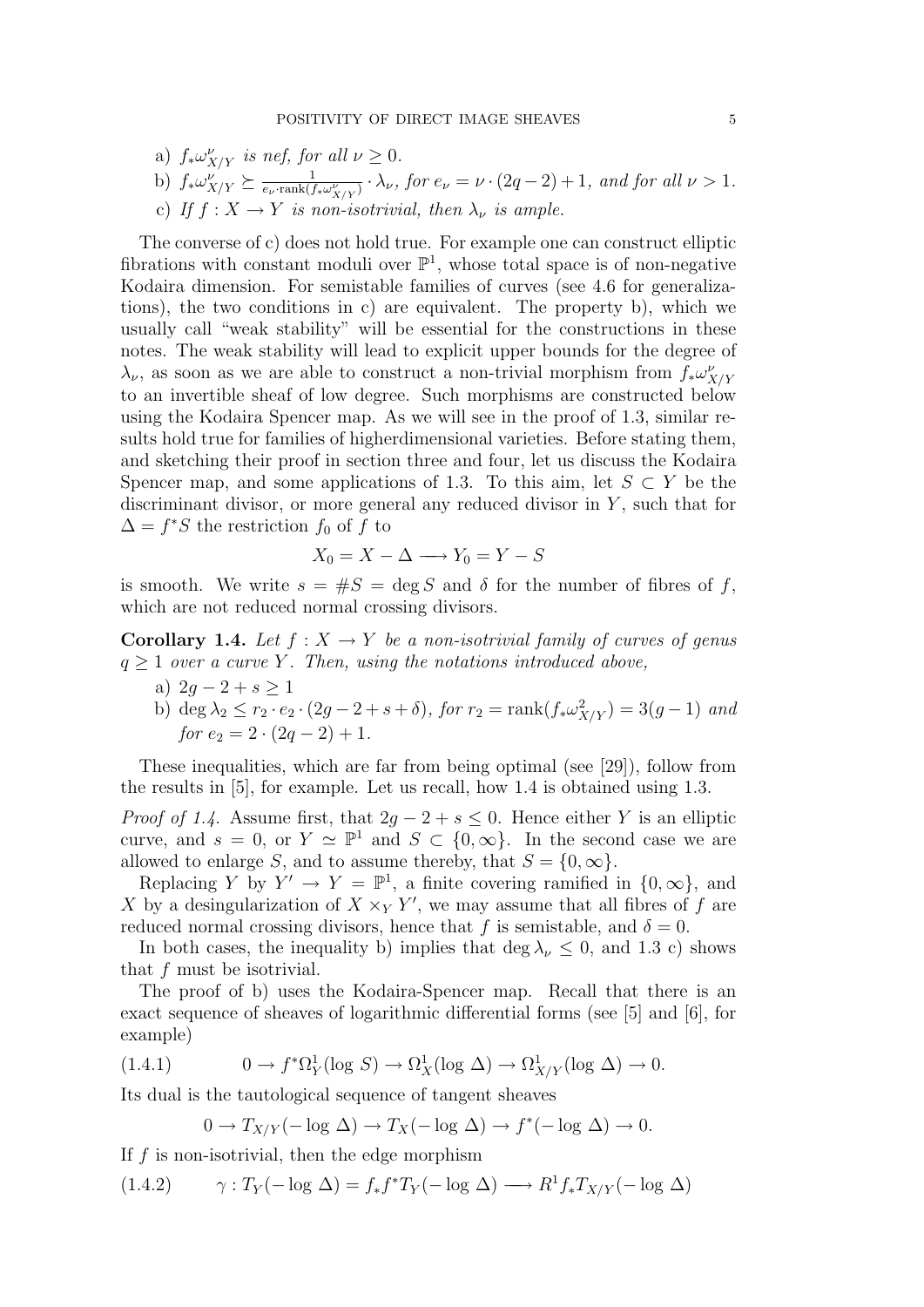a) $f_*\omega^\nu_{X/Y}$ *is nef, for all* $\nu \geq 0$.

b) $f_*\omega^\nu_{X/Y} \succeq \frac{1}{e_\nu \cdot \mathrm{rank}(f_*\omega^\nu_{X/Y})} \cdot \lambda_\nu$, *for* $e_\nu = \nu \cdot (2q-2)+1$, *and for all* $\nu > 1$.

c) *If* $f : X \to Y$ *is non-isotrivial, then* $\lambda_\nu$ *is ample.*

The converse of c) does not hold true. For example one can construct elliptic fibrations with constant moduli over $\mathbb{P}^1$, whose total space is of non-negative Kodaira dimension. For semistable families of curves (see 4.6 for generalizations), the two conditions in c) are equivalent. The property b), which we usually call "weak stability" will be essential for the constructions in these notes. The weak stability will lead to explicit upper bounds for the degree of $\lambda_\nu$, as soon as we are able to construct a non-trivial morphism from $f_*\omega^\nu_{X/Y}$ to an invertible sheaf of low degree. Such morphisms are constructed below using the Kodaira Spencer map. As we will see in the proof of 1.3, similar results hold true for families of higherdimensional varieties. Before stating them, and sketching their proof in section three and four, let us discuss the Kodaira Spencer map, and some applications of 1.3. To this aim, let $S \subset Y$ be the discriminant divisor, or more general any reduced divisor in $Y$, such that for $\Delta = f^*S$ the restriction $f_0$ of $f$ to

$$X_0 = X - \Delta \longrightarrow Y_0 = Y - S$$

is smooth. We write $s = \#S = \deg S$ and $\delta$ for the number of fibres of $f$, which are not reduced normal crossing divisors.

**Corollary 1.4.** *Let* $f : X \to Y$ *be a non-isotrivial family of curves of genus* $q \geq 1$ *over a curve* $Y$. *Then, using the notations introduced above,*

a) $2g - 2 + s \geq 1$

b) $\deg \lambda_2 \leq r_2 \cdot e_2 \cdot (2g-2+s+\delta)$, *for* $r_2 = \mathrm{rank}(f_*\omega^2_{X/Y}) = 3(g-1)$ *and for* $e_2 = 2 \cdot (2q-2)+1$.

These inequalities, which are far from being optimal (see [29]), follow from the results in [5], for example. Let us recall, how 1.4 is obtained using 1.3.

*Proof of 1.4.* Assume first, that $2g - 2 + s \leq 0$. Hence either $Y$ is an elliptic curve, and $s = 0$, or $Y \simeq \mathbb{P}^1$ and $S \subset \{0, \infty\}$. In the second case we are allowed to enlarge $S$, and to assume thereby, that $S = \{0, \infty\}$.

Replacing $Y$ by $Y' \to Y = \mathbb{P}^1$, a finite covering ramified in $\{0, \infty\}$, and $X$ by a desingularization of $X \times_Y Y'$, we may assume that all fibres of $f$ are reduced normal crossing divisors, hence that $f$ is semistable, and $\delta = 0$.

In both cases, the inequality b) implies that $\deg \lambda_\nu \leq 0$, and 1.3 c) shows that $f$ must be isotrivial.

The proof of b) uses the Kodaira-Spencer map. Recall that there is an exact sequence of sheaves of logarithmic differential forms (see [5] and [6], for example)

$$0 \to f^*\Omega^1_Y(\log S) \to \Omega^1_X(\log \Delta) \to \Omega^1_{X/Y}(\log \Delta) \to 0. \tag{1.4.1}$$

Its dual is the tautological sequence of tangent sheaves

$$0 \to T_{X/Y}(-\log \Delta) \to T_X(-\log \Delta) \to f^*(-\log \Delta) \to 0.$$

If $f$ is non-isotrivial, then the edge morphism

$$\gamma : T_Y(-\log \Delta) = f_*f^*T_Y(-\log \Delta) \longrightarrow R^1f_*T_{X/Y}(-\log \Delta) \tag{1.4.2}$$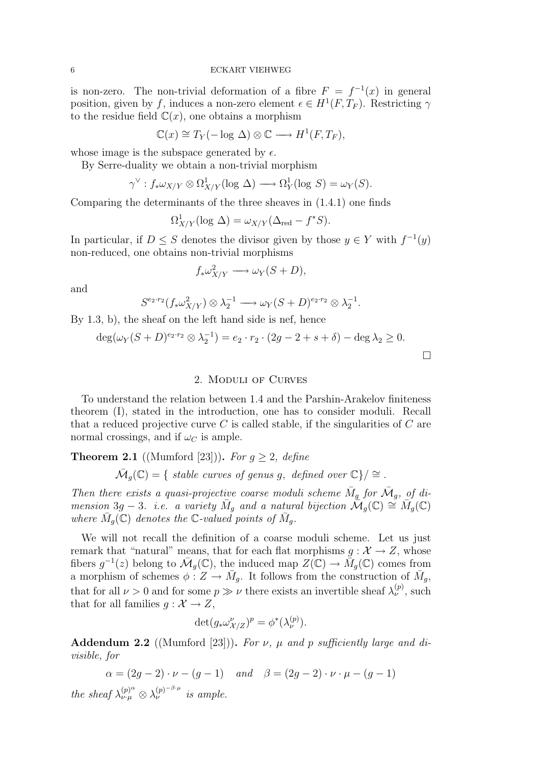is non-zero. The non-trivial deformation of a fibre $F = f^{-1}(x)$ in general position, given by $f$, induces a non-zero element $\epsilon \in H^1(F, T_F)$. Restricting $\gamma$ to the residue field $\mathbb{C}(x)$, one obtains a morphism

$$\mathbb{C}(x) \cong T_Y(-\log\, \Delta) \otimes \mathbb{C} \longrightarrow H^1(F, T_F),$$

whose image is the subspace generated by $\epsilon$.

By Serre-duality we obtain a non-trivial morphism

$$\gamma^\vee : f_*\omega_{X/Y} \otimes \Omega^1_{X/Y}(\log\, \Delta) \longrightarrow \Omega^1_Y(\log\, S) = \omega_Y(S).$$

Comparing the determinants of the three sheaves in (1.4.1) one finds

$$\Omega^1_{X/Y}(\log\, \Delta) = \omega_{X/Y}(\Delta_{\mathrm{red}} - f^*S).$$

In particular, if $D \leq S$ denotes the divisor given by those $y \in Y$ with $f^{-1}(y)$ non-reduced, one obtains non-trivial morphisms

$$f_*\omega^2_{X/Y} \longrightarrow \omega_Y(S + D),$$

and

$$S^{e_2 \cdot r_2}(f_*\omega^2_{X/Y}) \otimes \lambda_2^{-1} \longrightarrow \omega_Y(S + D)^{e_2 \cdot r_2} \otimes \lambda_2^{-1}.$$

By 1.3, b), the sheaf on the left hand side is nef, hence

$$\deg(\omega_Y(S + D)^{e_2 \cdot r_2} \otimes \lambda_2^{-1}) = e_2 \cdot r_2 \cdot (2g - 2 + s + \delta) - \deg \lambda_2 \geq 0.$$

□

## 2. Moduli of Curves

To understand the relation between 1.4 and the Parshin-Arakelov finiteness theorem (I), stated in the introduction, one has to consider moduli. Recall that a reduced projective curve $C$ is called stable, if the singularities of $C$ are normal crossings, and if $\omega_C$ is ample.

**Theorem 2.1** ((Mumford [23])). *For $g \geq 2$, define*

$$\bar{\mathcal{M}}_g(\mathbb{C}) = \{ \text{ stable curves of genus } g, \text{ defined over } \mathbb{C}\}/ \cong .$$

*Then there exists a quasi-projective coarse moduli scheme $\bar{M}_g$ for $\bar{\mathcal{M}}_g$, of dimension $3g - 3$. i.e. a variety $\bar{M}_g$ and a natural bijection $\bar{\mathcal{M}}_g(\mathbb{C}) \cong \bar{M}_g(\mathbb{C})$ where $\bar{M}_g(\mathbb{C})$ denotes the $\mathbb{C}$-valued points of $\bar{M}_g$.*

We will not recall the definition of a coarse moduli scheme. Let us just remark that "natural" means, that for each flat morphisms $g : \mathcal{X} \to Z$, whose fibers $g^{-1}(z)$ belong to $\bar{\mathcal{M}}_g(\mathbb{C})$, the induced map $Z(\mathbb{C}) \to \bar{M}_g(\mathbb{C})$ comes from a morphism of schemes $\phi : Z \to \bar{M}_g$. It follows from the construction of $\bar{M}_g$, that for all $\nu > 0$ and for some $p \gg \nu$ there exists an invertible sheaf $\lambda^{(p)}_\nu$, such that for all families $g : \mathcal{X} \to Z$,

$$\det(g_*\omega^\nu_{\mathcal{X}/Z})^p = \phi^*(\lambda^{(p)}_\nu).$$

**Addendum 2.2** ((Mumford [23])). *For $\nu$, $\mu$ and $p$ sufficiently large and divisible, for*

$$\alpha = (2g - 2) \cdot \nu - (g - 1) \quad \text{and} \quad \beta = (2g - 2) \cdot \nu \cdot \mu - (g - 1)$$

*the sheaf ${\lambda^{(p)}_{\nu \cdot \mu}}^{\alpha} \otimes {\lambda^{(p)}_\nu}^{-\beta \cdot \mu}$ is ample.*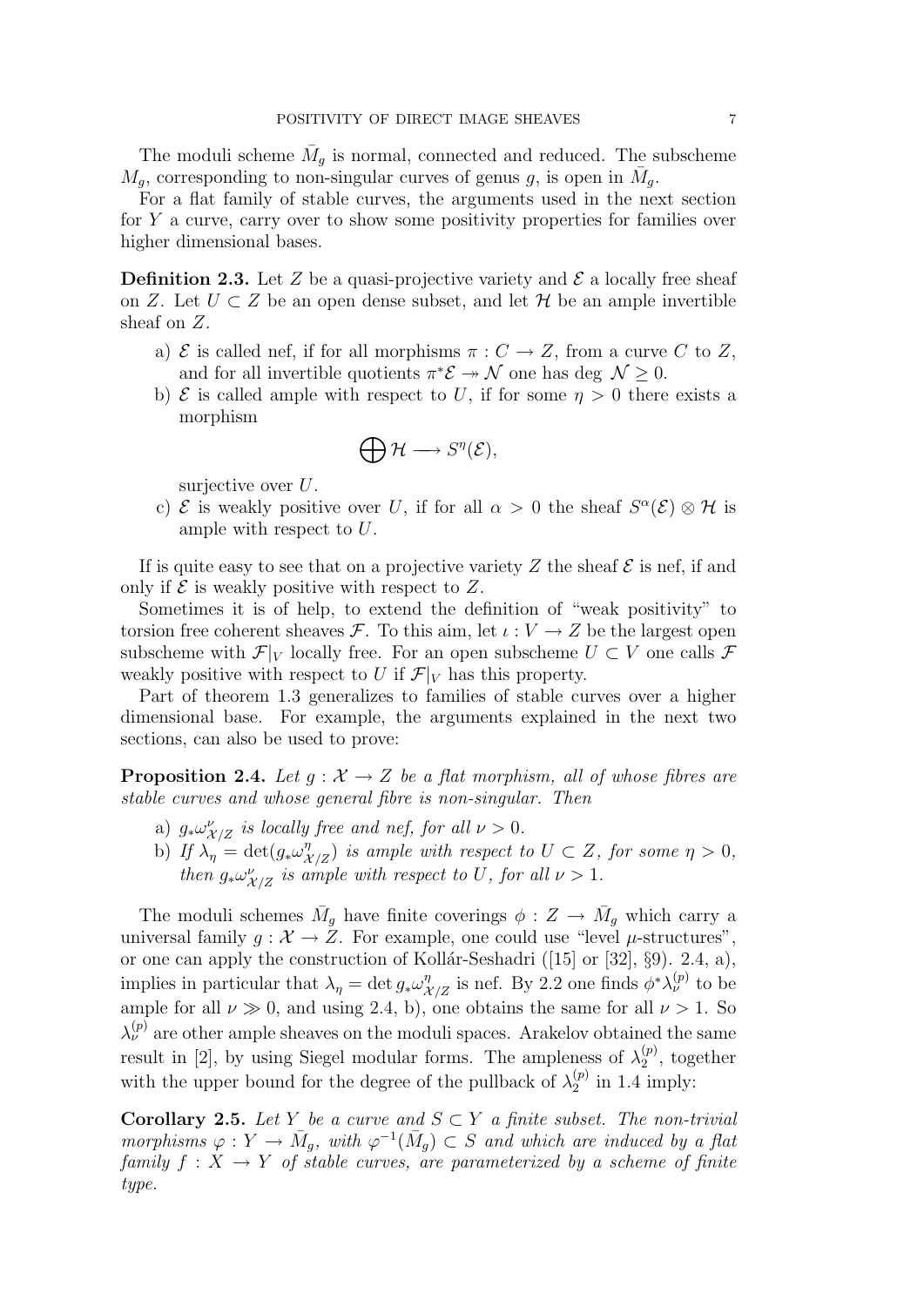The moduli scheme $\bar{M}_g$ is normal, connected and reduced. The subscheme $M_g$, corresponding to non-singular curves of genus $g$, is open in $\bar{M}_g$.

For a flat family of stable curves, the arguments used in the next section for $Y$ a curve, carry over to show some positivity properties for families over higher dimensional bases.

**Definition 2.3.** Let $Z$ be a quasi-projective variety and $\mathcal{E}$ a locally free sheaf on $Z$. Let $U \subset Z$ be an open dense subset, and let $\mathcal{H}$ be an ample invertible sheaf on $Z$.

a) $\mathcal{E}$ is called nef, if for all morphisms $\pi : C \to Z$, from a curve $C$ to $Z$, and for all invertible quotients $\pi^*\mathcal{E} \twoheadrightarrow \mathcal{N}$ one has $\deg \mathcal{N} \geq 0$.

b) $\mathcal{E}$ is called ample with respect to $U$, if for some $\eta > 0$ there exists a morphism

$$\bigoplus \mathcal{H} \longrightarrow S^\eta(\mathcal{E}),$$

surjective over $U$.

c) $\mathcal{E}$ is weakly positive over $U$, if for all $\alpha > 0$ the sheaf $S^\alpha(\mathcal{E}) \otimes \mathcal{H}$ is ample with respect to $U$.

If is quite easy to see that on a projective variety $Z$ the sheaf $\mathcal{E}$ is nef, if and only if $\mathcal{E}$ is weakly positive with respect to $Z$.

Sometimes it is of help, to extend the definition of "weak positivity" to torsion free coherent sheaves $\mathcal{F}$. To this aim, let $\iota : V \to Z$ be the largest open subscheme with $\mathcal{F}|_V$ locally free. For an open subscheme $U \subset V$ one calls $\mathcal{F}$ weakly positive with respect to $U$ if $\mathcal{F}|_V$ has this property.

Part of theorem 1.3 generalizes to families of stable curves over a higher dimensional base. For example, the arguments explained in the next two sections, can also be used to prove:

**Proposition 2.4.** *Let $g : \mathcal{X} \to Z$ be a flat morphism, all of whose fibres are stable curves and whose general fibre is non-singular. Then*

a) *$g_*\omega^\nu_{\mathcal{X}/Z}$ is locally free and nef, for all $\nu > 0$.*

b) *If $\lambda_\eta = \det(g_*\omega^\eta_{\mathcal{X}/Z})$ is ample with respect to $U \subset Z$, for some $\eta > 0$, then $g_*\omega^\nu_{\mathcal{X}/Z}$ is ample with respect to $U$, for all $\nu > 1$.*

The moduli schemes $\bar{M}_g$ have finite coverings $\phi : Z \to \bar{M}_g$ which carry a universal family $g : \mathcal{X} \to Z$. For example, one could use "level $\mu$-structures", or one can apply the construction of Kollár-Seshadri ([15] or [32], §9). 2.4, a), implies in particular that $\lambda_\eta = \det g_*\omega^\eta_{\mathcal{X}/Z}$ is nef. By 2.2 one finds $\phi^*\lambda^{(p)}_\nu$ to be ample for all $\nu \gg 0$, and using 2.4, b), one obtains the same for all $\nu > 1$. So $\lambda^{(p)}_\nu$ are other ample sheaves on the moduli spaces. Arakelov obtained the same result in [2], by using Siegel modular forms. The ampleness of $\lambda^{(p)}_2$, together with the upper bound for the degree of the pullback of $\lambda^{(p)}_2$ in 1.4 imply:

**Corollary 2.5.** *Let $Y$ be a curve and $S \subset Y$ a finite subset. The non-trivial morphisms $\varphi : Y \to \bar{M}_g$, with $\varphi^{-1}(\bar{M}_g) \subset S$ and which are induced by a flat family $f : X \to Y$ of stable curves, are parameterized by a scheme of finite type.*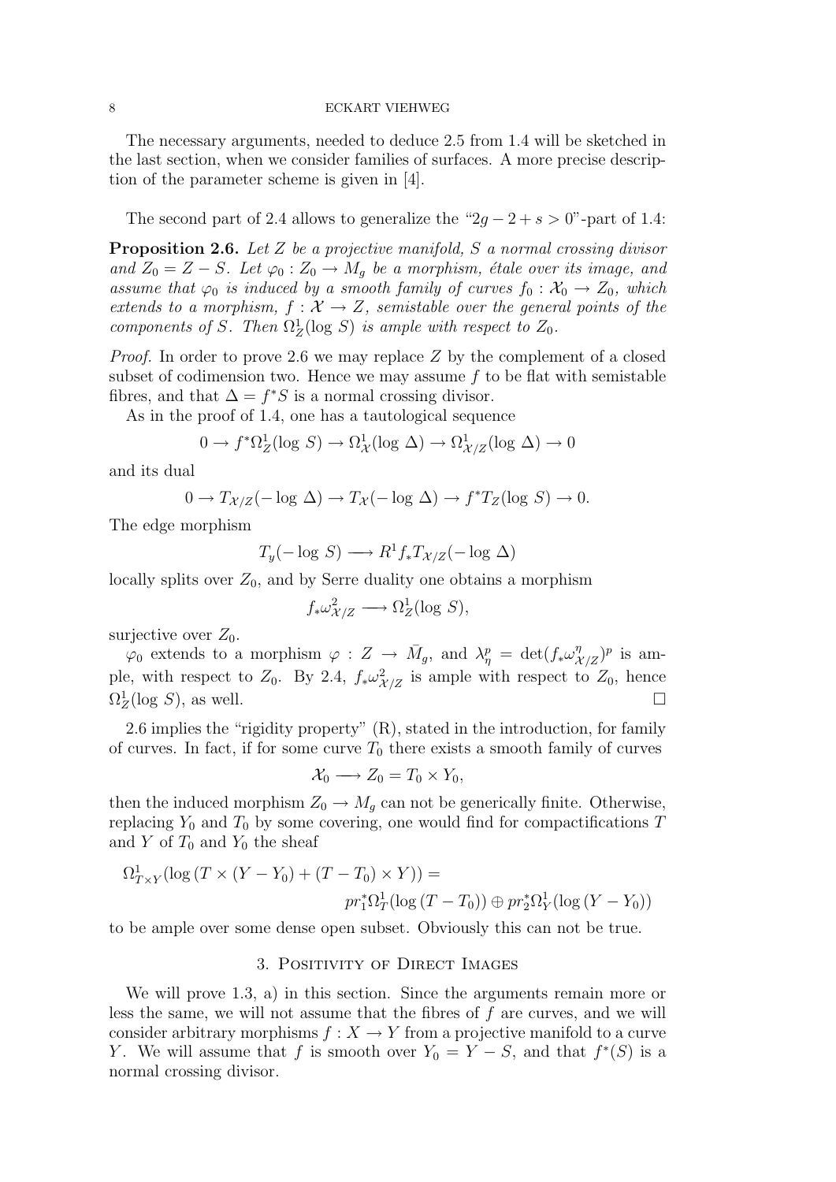The necessary arguments, needed to deduce 2.5 from 1.4 will be sketched in the last section, when we consider families of surfaces. A more precise description of the parameter scheme is given in [4].

The second part of 2.4 allows to generalize the "$2g-2+s>0$"-part of 1.4:

**Proposition 2.6.** *Let $Z$ be a projective manifold, $S$ a normal crossing divisor and $Z_0 = Z - S$. Let $\varphi_0 : Z_0 \to M_g$ be a morphism, étale over its image, and assume that $\varphi_0$ is induced by a smooth family of curves $f_0 : \mathcal{X}_0 \to Z_0$, which extends to a morphism, $f : \mathcal{X} \to Z$, semistable over the general points of the components of $S$. Then $\Omega^1_Z(\log S)$ is ample with respect to $Z_0$.*

*Proof.* In order to prove 2.6 we may replace $Z$ by the complement of a closed subset of codimension two. Hence we may assume $f$ to be flat with semistable fibres, and that $\Delta = f^*S$ is a normal crossing divisor.

As in the proof of 1.4, one has a tautological sequence

$$0 \to f^*\Omega^1_Z(\log S) \to \Omega^1_{\mathcal{X}}(\log \Delta) \to \Omega^1_{\mathcal{X}/Z}(\log \Delta) \to 0$$

and its dual

$$0 \to T_{\mathcal{X}/Z}(-\log \Delta) \to T_{\mathcal{X}}(-\log \Delta) \to f^*T_Z(\log S) \to 0.$$

The edge morphism

$$T_y(-\log S) \longrightarrow R^1 f_* T_{\mathcal{X}/Z}(-\log \Delta)$$

locally splits over $Z_0$, and by Serre duality one obtains a morphism

$$f_*\omega^2_{\mathcal{X}/Z} \longrightarrow \Omega^1_Z(\log S),$$

surjective over $Z_0$.

$\varphi_0$ extends to a morphism $\varphi : Z \to \bar{M}_g$, and $\lambda^p_\eta = \det(f_*\omega^\eta_{\mathcal{X}/Z})^p$ is ample, with respect to $Z_0$. By 2.4, $f_*\omega^2_{\mathcal{X}/Z}$ is ample with respect to $Z_0$, hence $\Omega^1_Z(\log S)$, as well. □

2.6 implies the "rigidity property" (R), stated in the introduction, for family of curves. In fact, if for some curve $T_0$ there exists a smooth family of curves

$$\mathcal{X}_0 \longrightarrow Z_0 = T_0 \times Y_0,$$

then the induced morphism $Z_0 \to M_g$ can not be generically finite. Otherwise, replacing $Y_0$ and $T_0$ by some covering, one would find for compactifications $T$ and $Y$ of $T_0$ and $Y_0$ the sheaf

$$\Omega^1_{T\times Y}(\log (T \times (Y - Y_0) + (T - T_0) \times Y)) = \\ pr_1^*\Omega^1_T(\log (T - T_0)) \oplus pr_2^*\Omega^1_Y(\log (Y - Y_0))$$

to be ample over some dense open subset. Obviously this can not be true.

## 3. Positivity of Direct Images

We will prove 1.3, a) in this section. Since the arguments remain more or less the same, we will not assume that the fibres of $f$ are curves, and we will consider arbitrary morphisms $f : X \to Y$ from a projective manifold to a curve $Y$. We will assume that $f$ is smooth over $Y_0 = Y - S$, and that $f^*(S)$ is a normal crossing divisor.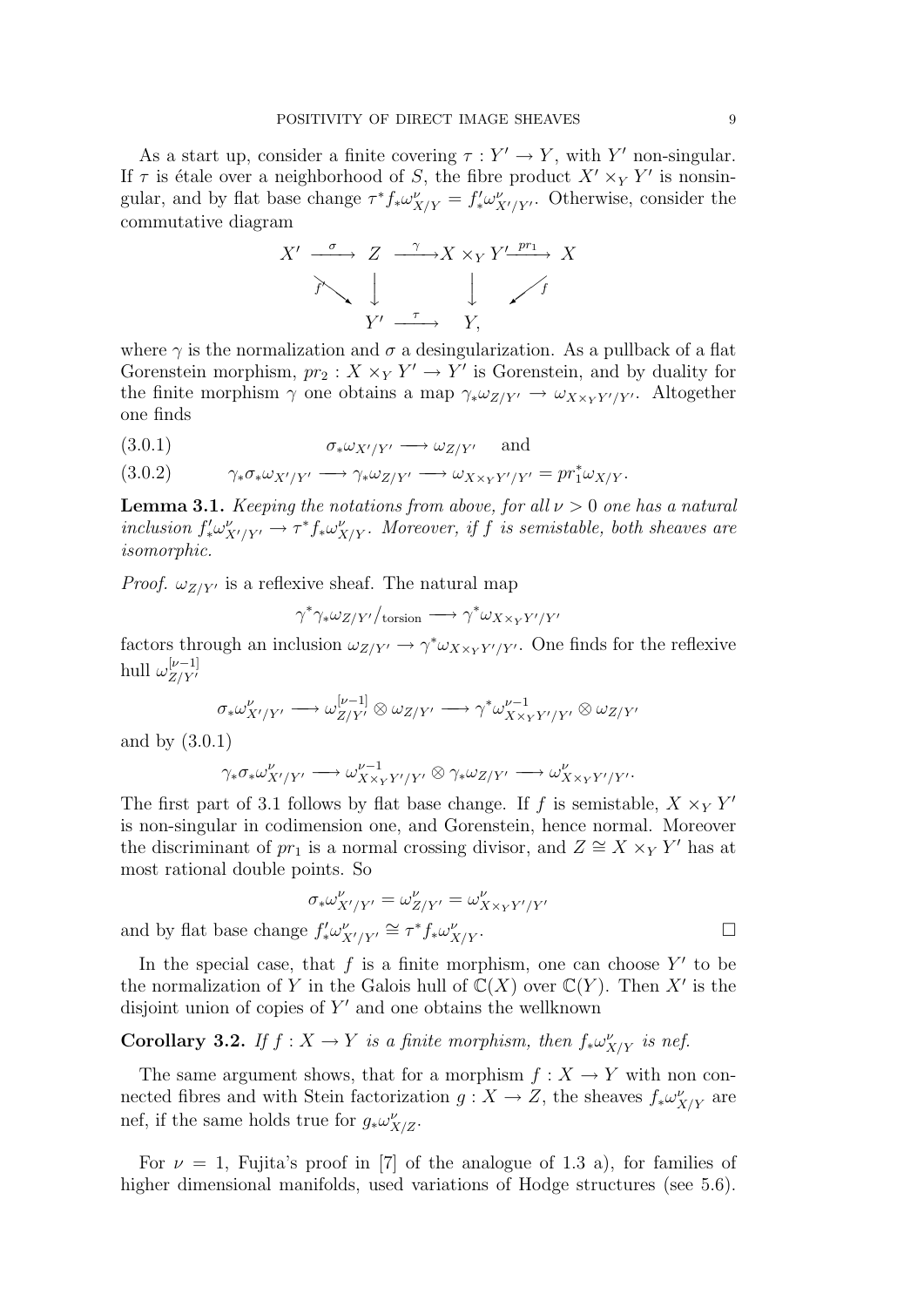As a start up, consider a finite covering $\tau : Y' \to Y$, with $Y'$ non-singular. If $\tau$ is étale over a neighborhood of $S$, the fibre product $X' \times_Y Y'$ is nonsingular, and by flat base change $\tau^* f_* \omega^\nu_{X/Y} = f'_* \omega^\nu_{X'/Y'}$. Otherwise, consider the commutative diagram

$$\begin{array}{ccccccc}
X' & \xrightarrow{\ \sigma\ } & Z & \xrightarrow{\ \gamma\ } & X \times_Y Y' & \xrightarrow{\ pr_1\ } & X \\
& \searrow^{f'} & \downarrow & & \downarrow & \swarrow_{f} & \\
& & Y' & \xrightarrow{\ \tau\ } & Y, & &
\end{array}$$

where $\gamma$ is the normalization and $\sigma$ a desingularization. As a pullback of a flat Gorenstein morphism, $pr_2 : X \times_Y Y' \to Y'$ is Gorenstein, and by duality for the finite morphism $\gamma$ one obtains a map $\gamma_* \omega_{Z/Y'} \to \omega_{X \times_Y Y'/Y'}$. Altogether one finds

$$\sigma_* \omega_{X'/Y'} \longrightarrow \omega_{Z/Y'} \quad \text{and} \tag{3.0.1}$$

$$\gamma_* \sigma_* \omega_{X'/Y'} \longrightarrow \gamma_* \omega_{Z/Y'} \longrightarrow \omega_{X \times_Y Y'/Y'} = pr_1^* \omega_{X/Y}. \tag{3.0.2}$$

**Lemma 3.1.** *Keeping the notations from above, for all $\nu > 0$ one has a natural inclusion $f'_* \omega^\nu_{X'/Y'} \to \tau^* f_* \omega^\nu_{X/Y}$. Moreover, if $f$ is semistable, both sheaves are isomorphic.*

*Proof.* $\omega_{Z/Y'}$ is a reflexive sheaf. The natural map

$$\gamma^* \gamma_* \omega_{Z/Y'} / _{\text{torsion}} \longrightarrow \gamma^* \omega_{X \times_Y Y'/Y'}$$

factors through an inclusion $\omega_{Z/Y'} \to \gamma^* \omega_{X \times_Y Y'/Y'}$. One finds for the reflexive hull $\omega^{[\nu-1]}_{Z/Y'}$

$$\sigma_* \omega^\nu_{X'/Y'} \longrightarrow \omega^{[\nu-1]}_{Z/Y'} \otimes \omega_{Z/Y'} \longrightarrow \gamma^* \omega^{\nu-1}_{X \times_Y Y'/Y'} \otimes \omega_{Z/Y'}$$

and by (3.0.1)

$$\gamma_* \sigma_* \omega^\nu_{X'/Y'} \longrightarrow \omega^{\nu-1}_{X \times_Y Y'/Y'} \otimes \gamma_* \omega_{Z/Y'} \longrightarrow \omega^\nu_{X \times_Y Y'/Y'}.$$

The first part of 3.1 follows by flat base change. If $f$ is semistable, $X \times_Y Y'$ is non-singular in codimension one, and Gorenstein, hence normal. Moreover the discriminant of $pr_1$ is a normal crossing divisor, and $Z \cong X \times_Y Y'$ has at most rational double points. So

$$\sigma_* \omega^\nu_{X'/Y'} = \omega^\nu_{Z/Y'} = \omega^\nu_{X \times_Y Y'/Y'}$$

and by flat base change $f'_* \omega^\nu_{X'/Y'} \cong \tau^* f_* \omega^\nu_{X/Y}$. □

In the special case, that $f$ is a finite morphism, one can choose $Y'$ to be the normalization of $Y$ in the Galois hull of $\mathbb{C}(X)$ over $\mathbb{C}(Y)$. Then $X'$ is the disjoint union of copies of $Y'$ and one obtains the wellknown

**Corollary 3.2.** *If $f : X \to Y$ is a finite morphism, then $f_* \omega^\nu_{X/Y}$ is nef.*

The same argument shows, that for a morphism $f : X \to Y$ with non connected fibres and with Stein factorization $g : X \to Z$, the sheaves $f_* \omega^\nu_{X/Y}$ are nef, if the same holds true for $g_* \omega^\nu_{X/Z}$.

For $\nu = 1$, Fujita's proof in [7] of the analogue of 1.3 a), for families of higher dimensional manifolds, used variations of Hodge structures (see 5.6).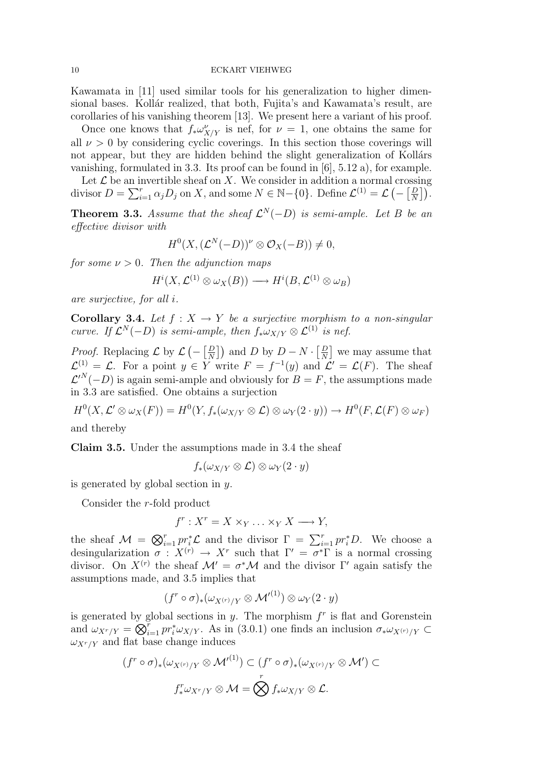Kawamata in [11] used similar tools for his generalization to higher dimensional bases. Kollár realized, that both, Fujita's and Kawamata's result, are corollaries of his vanishing theorem [13]. We present here a variant of his proof.

Once one knows that $f_*\omega^{\nu}_{X/Y}$ is nef, for $\nu = 1$, one obtains the same for all $\nu > 0$ by considering cyclic coverings. In this section those coverings will not appear, but they are hidden behind the slight generalization of Kollárs vanishing, formulated in 3.3. Its proof can be found in [6], 5.12 a), for example.

Let $\mathcal{L}$ be an invertible sheaf on $X$. We consider in addition a normal crossing divisor $D = \sum_{i=1}^{r} \alpha_j D_j$ on $X$, and some $N \in \mathbb{N} - \{0\}$. Define $\mathcal{L}^{(1)} = \mathcal{L}\left(-\left[\frac{D}{N}\right]\right)$.

**Theorem 3.3.** *Assume that the sheaf $\mathcal{L}^N(-D)$ is semi-ample. Let $B$ be an effective divisor with*

$$H^0(X, (\mathcal{L}^N(-D))^{\nu} \otimes \mathcal{O}_X(-B)) \neq 0,$$

*for some $\nu > 0$. Then the adjunction maps*

$$H^i(X, \mathcal{L}^{(1)} \otimes \omega_X(B)) \longrightarrow H^i(B, \mathcal{L}^{(1)} \otimes \omega_B)$$

*are surjective, for all $i$.*

**Corollary 3.4.** *Let $f : X \to Y$ be a surjective morphism to a non-singular curve. If $\mathcal{L}^N(-D)$ is semi-ample, then $f_*\omega_{X/Y} \otimes \mathcal{L}^{(1)}$ is nef.*

*Proof.* Replacing $\mathcal{L}$ by $\mathcal{L}\left(-\left[\frac{D}{N}\right]\right)$ and $D$ by $D - N \cdot \left[\frac{D}{N}\right]$ we may assume that $\mathcal{L}^{(1)} = \mathcal{L}$. For a point $y \in Y$ write $F = f^{-1}(y)$ and $\mathcal{L}' = \mathcal{L}(F)$. The sheaf $\mathcal{L}'^N(-D)$ is again semi-ample and obviously for $B = F$, the assumptions made in 3.3 are satisfied. One obtains a surjection

$$H^0(X, \mathcal{L}' \otimes \omega_X(F)) = H^0(Y, f_*(\omega_{X/Y} \otimes \mathcal{L}) \otimes \omega_Y(2 \cdot y)) \to H^0(F, \mathcal{L}(F) \otimes \omega_F)$$

and thereby

**Claim 3.5.** Under the assumptions made in 3.4 the sheaf

$$f_*(\omega_{X/Y} \otimes \mathcal{L}) \otimes \omega_Y(2 \cdot y)$$

is generated by global section in $y$.

Consider the $r$-fold product

$$f^r : X^r = X \times_Y \ldots \times_Y X \longrightarrow Y,$$

the sheaf $\mathcal{M} = \bigotimes_{i=1}^{r} pr_i^*\mathcal{L}$ and the divisor $\Gamma = \sum_{i=1}^{r} pr_i^* D$. We choose a desingularization $\sigma : X^{(r)} \to X^r$ such that $\Gamma' = \sigma^*\Gamma$ is a normal crossing divisor. On $X^{(r)}$ the sheaf $\mathcal{M}' = \sigma^*\mathcal{M}$ and the divisor $\Gamma'$ again satisfy the assumptions made, and 3.5 implies that

$$(f^r \circ \sigma)_*(\omega_{X^{(r)}/Y} \otimes \mathcal{M}'^{(1)}) \otimes \omega_Y(2 \cdot y)$$

is generated by global sections in $y$. The morphism $f^r$ is flat and Gorenstein and $\omega_{X^r/Y} = \bigotimes_{i=1}^{r} pr_i^*\omega_{X/Y}$. As in (3.0.1) one finds an inclusion $\sigma_*\omega_{X^{(r)}/Y} \subset \omega_{X^r/Y}$ and flat base change induces

$$(f^r \circ \sigma)_*(\omega_{X^{(r)}/Y} \otimes \mathcal{M}'^{(1)}) \subset (f^r \circ \sigma)_*(\omega_{X^{(r)}/Y} \otimes \mathcal{M}') \subset$$
$$f^r_*\omega_{X^r/Y} \otimes \mathcal{M} = \bigotimes^{r} f_*\omega_{X/Y} \otimes \mathcal{L}.$$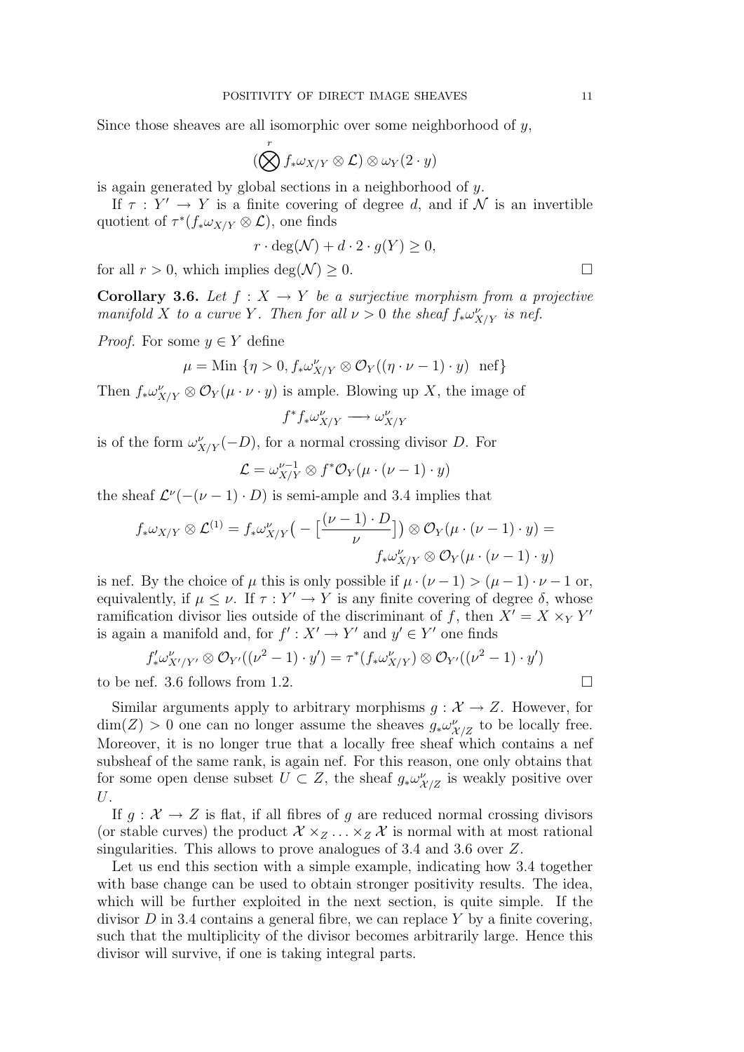Since those sheaves are all isomorphic over some neighborhood of $y$,

$$(\bigotimes^r f_*\omega_{X/Y} \otimes \mathcal{L}) \otimes \omega_Y(2 \cdot y)$$

is again generated by global sections in a neighborhood of $y$.

If $\tau : Y' \to Y$ is a finite covering of degree $d$, and if $\mathcal{N}$ is an invertible quotient of $\tau^*(f_*\omega_{X/Y} \otimes \mathcal{L})$, one finds

$$r \cdot \deg(\mathcal{N}) + d \cdot 2 \cdot g(Y) \geq 0,$$

for all $r > 0$, which implies $\deg(\mathcal{N}) \geq 0$. □

**Corollary 3.6.** *Let $f : X \to Y$ be a surjective morphism from a projective manifold $X$ to a curve $Y$. Then for all $\nu > 0$ the sheaf $f_*\omega^\nu_{X/Y}$ is nef.*

*Proof.* For some $y \in Y$ define

$$\mu = \text{Min } \{\eta > 0, f_*\omega^\nu_{X/Y} \otimes \mathcal{O}_Y((\eta \cdot \nu - 1) \cdot y) \ \text{ nef}\}$$

Then $f_*\omega^\nu_{X/Y} \otimes \mathcal{O}_Y(\mu \cdot \nu \cdot y)$ is ample. Blowing up $X$, the image of

$$f^*f_*\omega^\nu_{X/Y} \longrightarrow \omega^\nu_{X/Y}$$

is of the form $\omega^\nu_{X/Y}(-D)$, for a normal crossing divisor $D$. For

$$\mathcal{L} = \omega^{\nu-1}_{X/Y} \otimes f^*\mathcal{O}_Y(\mu \cdot (\nu - 1) \cdot y)$$

the sheaf $\mathcal{L}^\nu(-(\nu - 1) \cdot D)$ is semi-ample and 3.4 implies that

$$f_*\omega_{X/Y} \otimes \mathcal{L}^{(1)} = f_*\omega^\nu_{X/Y}\big( - \big[\frac{(\nu - 1) \cdot D}{\nu}\big]\big) \otimes \mathcal{O}_Y(\mu \cdot (\nu - 1) \cdot y) = f_*\omega^\nu_{X/Y} \otimes \mathcal{O}_Y(\mu \cdot (\nu - 1) \cdot y)$$

is nef. By the choice of $\mu$ this is only possible if $\mu \cdot (\nu - 1) > (\mu - 1) \cdot \nu - 1$ or, equivalently, if $\mu \leq \nu$. If $\tau : Y' \to Y$ is any finite covering of degree $\delta$, whose ramification divisor lies outside of the discriminant of $f$, then $X' = X \times_Y Y'$ is again a manifold and, for $f' : X' \to Y'$ and $y' \in Y'$ one finds

$$f'_*\omega^\nu_{X'/Y'} \otimes \mathcal{O}_{Y'}((\nu^2 - 1) \cdot y') = \tau^*(f_*\omega^\nu_{X/Y}) \otimes \mathcal{O}_{Y'}((\nu^2 - 1) \cdot y')$$

to be nef. 3.6 follows from 1.2. □

Similar arguments apply to arbitrary morphisms $g : \mathcal{X} \to Z$. However, for $\dim(Z) > 0$ one can no longer assume the sheaves $g_*\omega^\nu_{\mathcal{X}/Z}$ to be locally free. Moreover, it is no longer true that a locally free sheaf which contains a nef subsheaf of the same rank, is again nef. For this reason, one only obtains that for some open dense subset $U \subset Z$, the sheaf $g_*\omega^\nu_{\mathcal{X}/Z}$ is weakly positive over $U$.

If $g : \mathcal{X} \to Z$ is flat, if all fibres of $g$ are reduced normal crossing divisors (or stable curves) the product $\mathcal{X} \times_Z \ldots \times_Z \mathcal{X}$ is normal with at most rational singularities. This allows to prove analogues of 3.4 and 3.6 over $Z$.

Let us end this section with a simple example, indicating how 3.4 together with base change can be used to obtain stronger positivity results. The idea, which will be further exploited in the next section, is quite simple. If the divisor $D$ in 3.4 contains a general fibre, we can replace $Y$ by a finite covering, such that the multiplicity of the divisor becomes arbitrarily large. Hence this divisor will survive, if one is taking integral parts.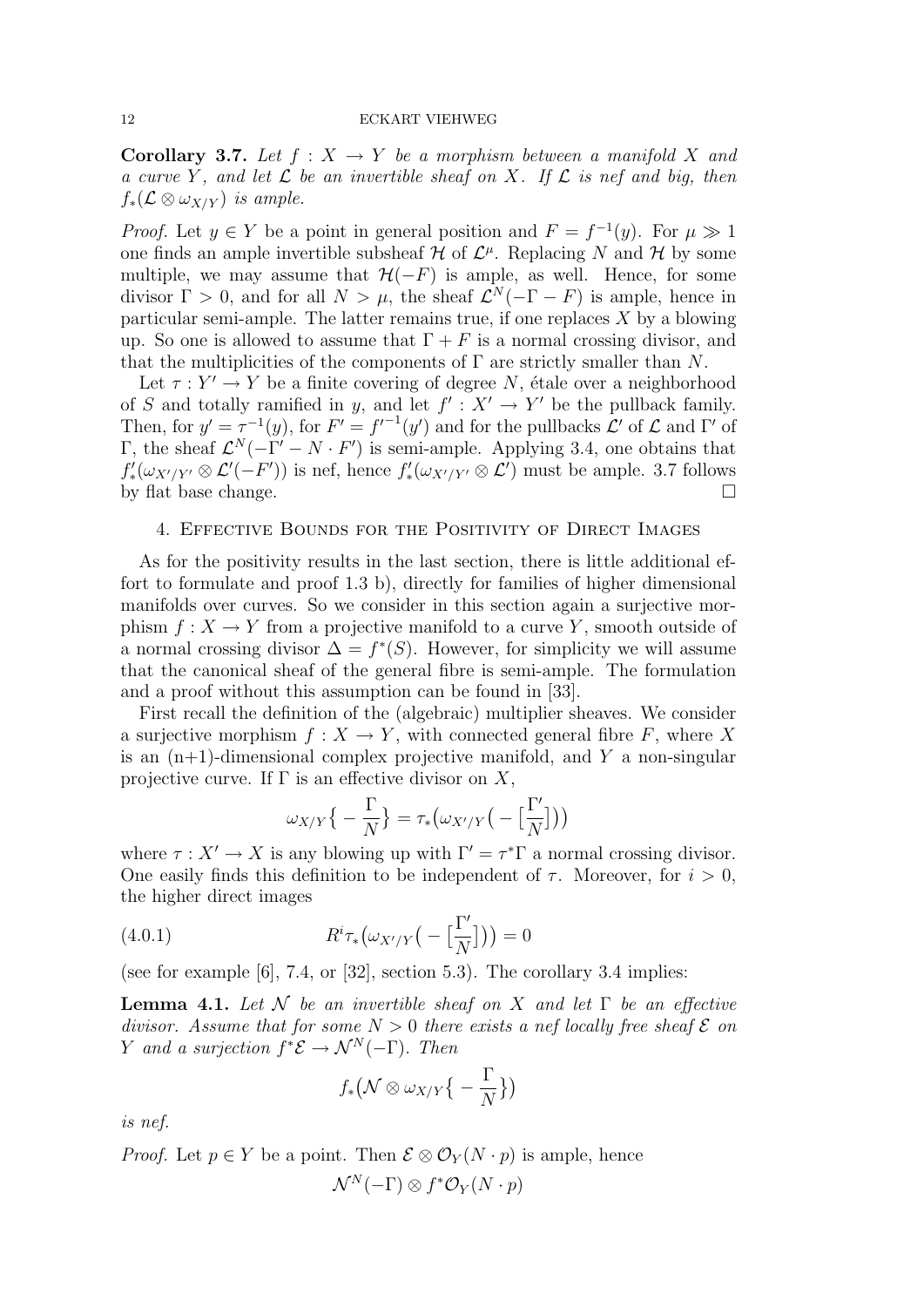**Corollary 3.7.** *Let $f : X \to Y$ be a morphism between a manifold $X$ and a curve $Y$, and let $\mathcal{L}$ be an invertible sheaf on $X$. If $\mathcal{L}$ is nef and big, then $f_*(\mathcal{L} \otimes \omega_{X/Y})$ is ample.*

*Proof.* Let $y \in Y$ be a point in general position and $F = f^{-1}(y)$. For $\mu \gg 1$ one finds an ample invertible subsheaf $\mathcal{H}$ of $\mathcal{L}^\mu$. Replacing $N$ and $\mathcal{H}$ by some multiple, we may assume that $\mathcal{H}(-F)$ is ample, as well. Hence, for some divisor $\Gamma > 0$, and for all $N > \mu$, the sheaf $\mathcal{L}^N(-\Gamma - F)$ is ample, hence in particular semi-ample. The latter remains true, if one replaces $X$ by a blowing up. So one is allowed to assume that $\Gamma + F$ is a normal crossing divisor, and that the multiplicities of the components of $\Gamma$ are strictly smaller than $N$.

Let $\tau : Y' \to Y$ be a finite covering of degree $N$, étale over a neighborhood of $S$ and totally ramified in $y$, and let $f' : X' \to Y'$ be the pullback family. Then, for $y' = \tau^{-1}(y)$, for $F' = f'^{-1}(y')$ and for the pullbacks $\mathcal{L}'$ of $\mathcal{L}$ and $\Gamma'$ of $\Gamma$, the sheaf $\mathcal{L}^N(-\Gamma' - N \cdot F')$ is semi-ample. Applying 3.4, one obtains that $f'_*(\omega_{X'/Y'} \otimes \mathcal{L}'(-F'))$ is nef, hence $f'_*(\omega_{X'/Y'} \otimes \mathcal{L}')$ must be ample. 3.7 follows by flat base change. □

## 4. Effective Bounds for the Positivity of Direct Images

As for the positivity results in the last section, there is little additional effort to formulate and proof 1.3 b), directly for families of higher dimensional manifolds over curves. So we consider in this section again a surjective morphism $f : X \to Y$ from a projective manifold to a curve $Y$, smooth outside of a normal crossing divisor $\Delta = f^*(S)$. However, for simplicity we will assume that the canonical sheaf of the general fibre is semi-ample. The formulation and a proof without this assumption can be found in [33].

First recall the definition of the (algebraic) multiplier sheaves. We consider a surjective morphism $f : X \to Y$, with connected general fibre $F$, where $X$ is an (n+1)-dimensional complex projective manifold, and $Y$ a non-singular projective curve. If $\Gamma$ is an effective divisor on $X$,

$$\omega_{X/Y}\big\{ -\frac{\Gamma}{N}\big\} = \tau_*\big(\omega_{X'/Y}\big( -\big[\frac{\Gamma'}{N}\big]\big)\big)$$

where $\tau : X' \to X$ is any blowing up with $\Gamma' = \tau^*\Gamma$ a normal crossing divisor. One easily finds this definition to be independent of $\tau$. Moreover, for $i > 0$, the higher direct images

$$R^i\tau_*\big(\omega_{X'/Y}\big( -\big[\frac{\Gamma'}{N}\big]\big)\big) = 0 \tag{4.0.1}$$

(see for example [6], 7.4, or [32], section 5.3). The corollary 3.4 implies:

**Lemma 4.1.** *Let $\mathcal{N}$ be an invertible sheaf on $X$ and let $\Gamma$ be an effective divisor. Assume that for some $N > 0$ there exists a nef locally free sheaf $\mathcal{E}$ on $Y$ and a surjection $f^*\mathcal{E} \to \mathcal{N}^N(-\Gamma)$. Then*

$$f_*\big(\mathcal{N} \otimes \omega_{X/Y}\big\{ -\frac{\Gamma}{N}\big\}\big)$$

*is nef.*

*Proof.* Let $p \in Y$ be a point. Then $\mathcal{E} \otimes \mathcal{O}_Y(N \cdot p)$ is ample, hence

$$\mathcal{N}^N(-\Gamma) \otimes f^*\mathcal{O}_Y(N \cdot p)$$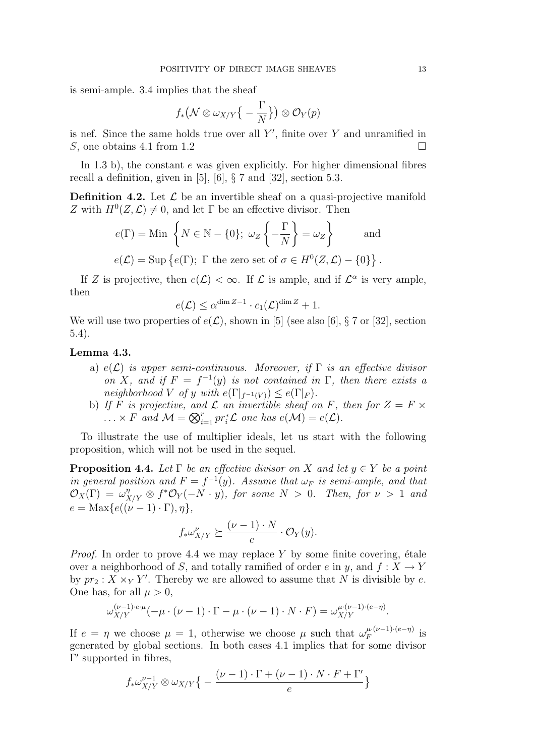is semi-ample. 3.4 implies that the sheaf

$$f_*\big(\mathcal{N}\otimes\omega_{X/Y}\big\{-\frac{\Gamma}{N}\big\}\big)\otimes\mathcal{O}_Y(p)$$

is nef. Since the same holds true over all $Y'$, finite over $Y$ and unramified in $S$, one obtains 4.1 from 1.2 □

In 1.3 b), the constant $e$ was given explicitly. For higher dimensional fibres recall a definition, given in [5], [6], § 7 and [32], section 5.3.

**Definition 4.2.** Let $\mathcal{L}$ be an invertible sheaf on a quasi-projective manifold $Z$ with $H^0(Z,\mathcal{L})\neq 0$, and let $\Gamma$ be an effective divisor. Then

$$e(\Gamma)=\text{Min}\ \left\{N\in\mathbb{N}-\{0\};\ \omega_Z\left\{-\frac{\Gamma}{N}\right\}=\omega_Z\right\}\qquad\text{and}$$

$$e(\mathcal{L})=\text{Sup}\left\{e(\Gamma);\ \Gamma \text{ the zero set of } \sigma\in H^0(Z,\mathcal{L})-\{0\}\right\}.$$

If $Z$ is projective, then $e(\mathcal{L})<\infty$. If $\mathcal{L}$ is ample, and if $\mathcal{L}^\alpha$ is very ample, then

$$e(\mathcal{L})\leq\alpha^{\dim Z-1}\cdot c_1(\mathcal{L})^{\dim Z}+1.$$

We will use two properties of $e(\mathcal{L})$, shown in [5] (see also [6], § 7 or [32], section 5.4).

**Lemma 4.3.**

a) *$e(\mathcal{L})$ is upper semi-continuous. Moreover, if $\Gamma$ is an effective divisor on $X$, and if $F=f^{-1}(y)$ is not contained in $\Gamma$, then there exists a neighborhood $V$ of $y$ with $e(\Gamma|_{f^{-1}(V)})\leq e(\Gamma|_F)$.*

b) *If $F$ is projective, and $\mathcal{L}$ an invertible sheaf on $F$, then for $Z=F\times\ldots\times F$ and $\mathcal{M}=\bigotimes_{i=1}^r pr_i^*\mathcal{L}$ one has $e(\mathcal{M})=e(\mathcal{L})$.*

To illustrate the use of multiplier ideals, let us start with the following proposition, which will not be used in the sequel.

**Proposition 4.4.** *Let $\Gamma$ be an effective divisor on $X$ and let $y\in Y$ be a point in general position and $F=f^{-1}(y)$. Assume that $\omega_F$ is semi-ample, and that $\mathcal{O}_X(\Gamma)=\omega_{X/Y}^\eta\otimes f^*\mathcal{O}_Y(-N\cdot y)$, for some $N>0$. Then, for $\nu>1$ and $e=\text{Max}\{e((\nu-1)\cdot\Gamma),\eta\}$,*

$$f_*\omega_{X/Y}^\nu\succeq\frac{(\nu-1)\cdot N}{e}\cdot\mathcal{O}_Y(y).$$

*Proof.* In order to prove 4.4 we may replace $Y$ by some finite covering, étale over a neighborhood of $S$, and totally ramified of order $e$ in $y$, and $f:X\to Y$ by $pr_2:X\times_Y Y'$. Thereby we are allowed to assume that $N$ is divisible by $e$. One has, for all $\mu>0$,

$$\omega_{X/Y}^{(\nu-1)\cdot e\cdot\mu}(-\mu\cdot(\nu-1)\cdot\Gamma-\mu\cdot(\nu-1)\cdot N\cdot F)=\omega_{X/Y}^{\mu\cdot(\nu-1)\cdot(e-\eta)}.$$

If $e=\eta$ we choose $\mu=1$, otherwise we choose $\mu$ such that $\omega_F^{\mu\cdot(\nu-1)\cdot(e-\eta)}$ is generated by global sections. In both cases 4.1 implies that for some divisor $\Gamma'$ supported in fibres,

$$f_*\omega_{X/Y}^{\nu-1}\otimes\omega_{X/Y}\big\{-\frac{(\nu-1)\cdot\Gamma+(\nu-1)\cdot N\cdot F+\Gamma'}{e}\big\}$$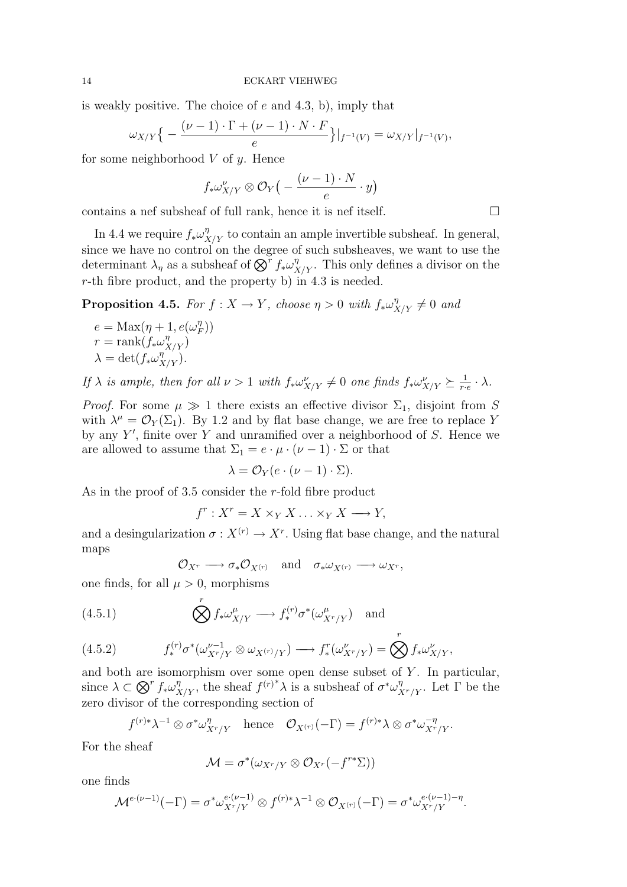is weakly positive. The choice of $e$ and 4.3, b), imply that

$$\omega_{X/Y}\Big\{ - \frac{(\nu-1)\cdot\Gamma + (\nu-1)\cdot N\cdot F}{e}\Big\}|_{f^{-1}(V)} = \omega_{X/Y}|_{f^{-1}(V)},$$

for some neighborhood $V$ of $y$. Hence

$$f_*\omega^{\nu}_{X/Y}\otimes\mathcal{O}_Y\big(-\frac{(\nu-1)\cdot N}{e}\cdot y\big)$$

contains a nef subsheaf of full rank, hence it is nef itself. □

In 4.4 we require $f_*\omega^{\eta}_{X/Y}$ to contain an ample invertible subsheaf. In general, since we have no control on the degree of such subsheaves, we want to use the determinant $\lambda_\eta$ as a subsheaf of $\bigotimes^r f_*\omega^{\eta}_{X/Y}$. This only defines a divisor on the $r$-th fibre product, and the property b) in 4.3 is needed.

**Proposition 4.5.** *For $f: X\to Y$, choose $\eta>0$ with $f_*\omega^{\eta}_{X/Y}\neq 0$ and*

$e = \mathrm{Max}(\eta+1, e(\omega^{\eta}_F))$
$r = \mathrm{rank}(f_*\omega^{\eta}_{X/Y})$
$\lambda = \det(f_*\omega^{\eta}_{X/Y})$.

*If $\lambda$ is ample, then for all $\nu>1$ with $f_*\omega^{\nu}_{X/Y}\neq 0$ one finds $f_*\omega^{\nu}_{X/Y}\succeq \frac{1}{r\cdot e}\cdot\lambda$.*

*Proof.* For some $\mu\gg 1$ there exists an effective divisor $\Sigma_1$, disjoint from $S$ with $\lambda^\mu = \mathcal{O}_Y(\Sigma_1)$. By 1.2 and by flat base change, we are free to replace $Y$ by any $Y'$, finite over $Y$ and unramified over a neighborhood of $S$. Hence we are allowed to assume that $\Sigma_1 = e\cdot\mu\cdot(\nu-1)\cdot\Sigma$ or that

$$\lambda = \mathcal{O}_Y(e\cdot(\nu-1)\cdot\Sigma).$$

As in the proof of 3.5 consider the $r$-fold fibre product

$$f^r : X^r = X\times_Y X\ldots\times_Y X \longrightarrow Y,$$

and a desingularization $\sigma: X^{(r)}\to X^r$. Using flat base change, and the natural maps

$$\mathcal{O}_{X^r}\longrightarrow \sigma_*\mathcal{O}_{X^{(r)}} \quad\text{and}\quad \sigma_*\omega_{X^{(r)}}\longrightarrow \omega_{X^r},$$

one finds, for all $\mu>0$, morphisms

$$\bigotimes^r f_*\omega^{\mu}_{X/Y}\longrightarrow f^{(r)}_*\sigma^*(\omega^{\mu}_{X^r/Y})\quad\text{and} \tag{4.5.1}$$

$$f^{(r)}_*\sigma^*(\omega^{\nu-1}_{X^r/Y}\otimes\omega_{X^{(r)}/Y})\longrightarrow f^r_*(\omega^{\nu}_{X^r/Y}) = \bigotimes^r f_*\omega^{\nu}_{X/Y}, \tag{4.5.2}$$

and both are isomorphism over some open dense subset of $Y$. In particular, since $\lambda\subset\bigotimes^r f_*\omega^{\eta}_{X/Y}$, the sheaf $f^{(r)^*}\lambda$ is a subsheaf of $\sigma^*\omega^{\eta}_{X^r/Y}$. Let $\Gamma$ be the zero divisor of the corresponding section of

$$f^{(r)*}\lambda^{-1}\otimes\sigma^*\omega^{\eta}_{X^r/Y}\quad\text{hence}\quad \mathcal{O}_{X^{(r)}}(-\Gamma) = f^{(r)*}\lambda\otimes\sigma^*\omega^{-\eta}_{X^r/Y}.$$

For the sheaf

$$\mathcal{M} = \sigma^*(\omega_{X^r/Y}\otimes\mathcal{O}_{X^r}(-f^{r*}\Sigma))$$

one finds

$$\mathcal{M}^{e\cdot(\nu-1)}(-\Gamma) = \sigma^*\omega^{e\cdot(\nu-1)}_{X^r/Y}\otimes f^{(r)*}\lambda^{-1}\otimes\mathcal{O}_{X^{(r)}}(-\Gamma) = \sigma^*\omega^{e\cdot(\nu-1)-\eta}_{X^r/Y}.$$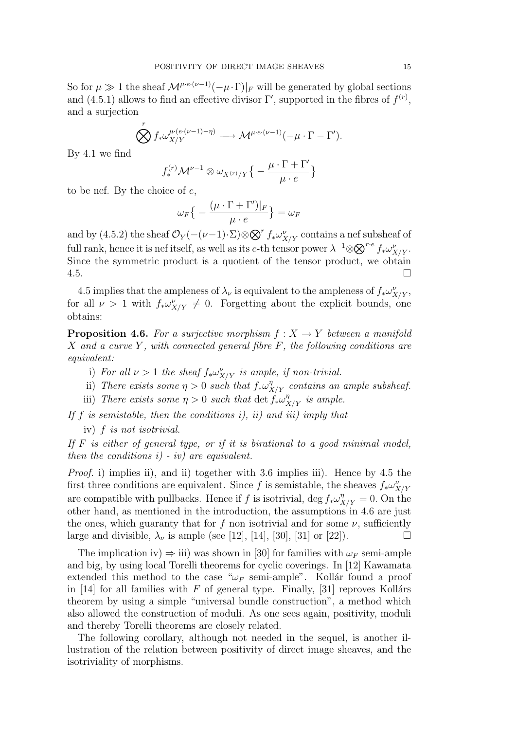So for $\mu \gg 1$ the sheaf $\mathcal{M}^{\mu \cdot e \cdot (\nu-1)}(-\mu \cdot \Gamma)|_F$ will be generated by global sections and (4.5.1) allows to find an effective divisor $\Gamma'$, supported in the fibres of $f^{(r)}$, and a surjection

$$\bigotimes^r f_* \omega_{X/Y}^{\mu \cdot (e \cdot (\nu-1) - \eta)} \longrightarrow \mathcal{M}^{\mu \cdot e \cdot (\nu-1)}(-\mu \cdot \Gamma - \Gamma').$$

By 4.1 we find

$$f_*^{(r)} \mathcal{M}^{\nu-1} \otimes \omega_{X^{(r)}/Y}\Big\{ -\frac{\mu \cdot \Gamma + \Gamma'}{\mu \cdot e}\Big\}$$

to be nef. By the choice of $e$,

$$\omega_F\Big\{ -\frac{(\mu \cdot \Gamma + \Gamma')|_F}{\mu \cdot e}\Big\} = \omega_F$$

and by (4.5.2) the sheaf $\mathcal{O}_Y(-(\nu-1)\cdot \Sigma) \otimes \bigotimes^r f_* \omega_{X/Y}^\nu$ contains a nef subsheaf of full rank, hence it is nef itself, as well as its $e$-th tensor power $\lambda^{-1} \otimes \bigotimes^{r \cdot e} f_* \omega_{X/Y}^\nu$. Since the symmetric product is a quotient of the tensor product, we obtain 4.5. □

4.5 implies that the ampleness of $\lambda_\nu$ is equivalent to the ampleness of $f_*\omega_{X/Y}^\nu$, for all $\nu > 1$ with $f_*\omega_{X/Y}^\nu \neq 0$. Forgetting about the explicit bounds, one obtains:

**Proposition 4.6.** *For a surjective morphism $f : X \to Y$ between a manifold $X$ and a curve $Y$, with connected general fibre $F$, the following conditions are equivalent:*

i) *For all $\nu > 1$ the sheaf $f_*\omega_{X/Y}^\nu$ is ample, if non-trivial.*
ii) *There exists some $\eta > 0$ such that $f_*\omega_{X/Y}^\eta$ contains an ample subsheaf.*
iii) *There exists some $\eta > 0$ such that $\det f_*\omega_{X/Y}^\eta$ is ample.*

*If $f$ is semistable, then the conditions i), ii) and iii) imply that*

iv) *$f$ is not isotrivial.*

*If $F$ is either of general type, or if it is birational to a good minimal model, then the conditions i) - iv) are equivalent.*

*Proof.* i) implies ii), and ii) together with 3.6 implies iii). Hence by 4.5 the first three conditions are equivalent. Since $f$ is semistable, the sheaves $f_*\omega_{X/Y}^\nu$ are compatible with pullbacks. Hence if $f$ is isotrivial, $\deg f_*\omega_{X/Y}^\eta = 0$. On the other hand, as mentioned in the introduction, the assumptions in 4.6 are just the ones, which guaranty that for $f$ non isotrivial and for some $\nu$, sufficiently large and divisible, $\lambda_\nu$ is ample (see [12], [14], [30], [31] or [22]). □

The implication iv) ⇒ iii) was shown in [30] for families with $\omega_F$ semi-ample and big, by using local Torelli theorems for cyclic coverings. In [12] Kawamata extended this method to the case "$\omega_F$ semi-ample". Kollár found a proof in [14] for all families with $F$ of general type. Finally, [31] reproves Kollárs theorem by using a simple "universal bundle construction", a method which also allowed the construction of moduli. As one sees again, positivity, moduli and thereby Torelli theorems are closely related.

The following corollary, although not needed in the sequel, is another illustration of the relation between positivity of direct image sheaves, and the isotriviality of morphisms.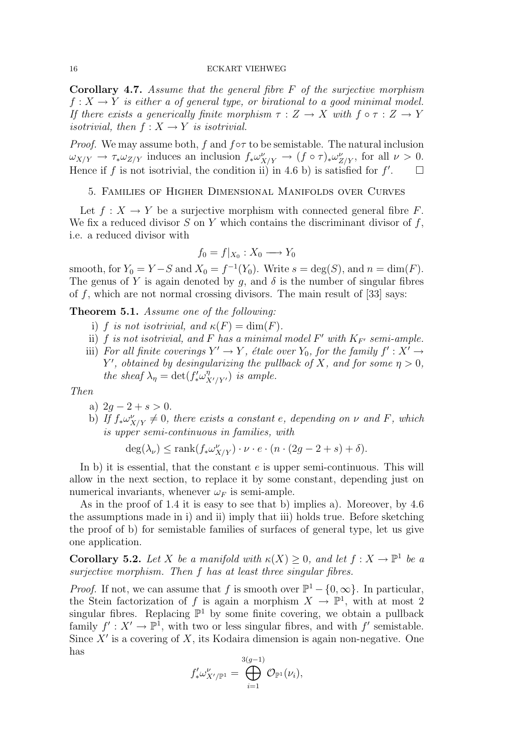**Corollary 4.7.** *Assume that the general fibre $F$ of the surjective morphism $f : X \to Y$ is either a of general type, or birational to a good minimal model. If there exists a generically finite morphism $\tau : Z \to X$ with $f \circ \tau : Z \to Y$ isotrivial, then $f : X \to Y$ is isotrivial.*

*Proof.* We may assume both, $f$ and $f \circ \tau$ to be semistable. The natural inclusion $\omega_{X/Y} \to \tau_* \omega_{Z/Y}$ induces an inclusion $f_* \omega^\nu_{X/Y} \to (f \circ \tau)_* \omega^\nu_{Z/Y}$, for all $\nu > 0$. Hence if $f$ is not isotrivial, the condition ii) in 4.6 b) is satisfied for $f'$. $\square$

## 5. Families of Higher Dimensional Manifolds over Curves

Let $f : X \to Y$ be a surjective morphism with connected general fibre $F$. We fix a reduced divisor $S$ on $Y$ which contains the discriminant divisor of $f$, i.e. a reduced divisor with

$$f_0 = f|_{X_0} : X_0 \longrightarrow Y_0$$

smooth, for $Y_0 = Y - S$ and $X_0 = f^{-1}(Y_0)$. Write $s = \deg(S)$, and $n = \dim(F)$. The genus of $Y$ is again denoted by $g$, and $\delta$ is the number of singular fibres of $f$, which are not normal crossing divisors. The main result of [33] says:

**Theorem 5.1.** *Assume one of the following:*

i) *$f$ is not isotrivial, and $\kappa(F) = \dim(F)$.*
ii) *$f$ is not isotrivial, and $F$ has a minimal model $F'$ with $K_{F'}$ semi-ample.*
iii) *For all finite coverings $Y' \to Y$, étale over $Y_0$, for the family $f' : X' \to Y'$, obtained by desingularizing the pullback of $X$, and for some $\eta > 0$, the sheaf $\lambda_\eta = \det(f'_* \omega^\eta_{X'/Y'})$ is ample.*

*Then*

a) $2g - 2 + s > 0$.
b) *If $f_* \omega^\nu_{X/Y} \neq 0$, there exists a constant $e$, depending on $\nu$ and $F$, which is upper semi-continuous in families, with*

$$\deg(\lambda_\nu) \leq \operatorname{rank}(f_* \omega^\nu_{X/Y}) \cdot \nu \cdot e \cdot (n \cdot (2g - 2 + s) + \delta).$$

In b) it is essential, that the constant $e$ is upper semi-continuous. This will allow in the next section, to replace it by some constant, depending just on numerical invariants, whenever $\omega_F$ is semi-ample.

As in the proof of 1.4 it is easy to see that b) implies a). Moreover, by 4.6 the assumptions made in i) and ii) imply that iii) holds true. Before sketching the proof of b) for semistable families of surfaces of general type, let us give one application.

**Corollary 5.2.** *Let $X$ be a manifold with $\kappa(X) \geq 0$, and let $f : X \to \mathbb{P}^1$ be a surjective morphism. Then $f$ has at least three singular fibres.*

*Proof.* If not, we can assume that $f$ is smooth over $\mathbb{P}^1 - \{0, \infty\}$. In particular, the Stein factorization of $f$ is again a morphism $X \to \mathbb{P}^1$, with at most 2 singular fibres. Replacing $\mathbb{P}^1$ by some finite covering, we obtain a pullback family $f' : X' \to \mathbb{P}^1$, with two or less singular fibres, and with $f'$ semistable. Since $X'$ is a covering of $X$, its Kodaira dimension is again non-negative. One has

$$f'_* \omega^\nu_{X'/\mathbb{P}^1} = \bigoplus_{i=1}^{3(g-1)} \mathcal{O}_{\mathbb{P}^1}(\nu_i),$$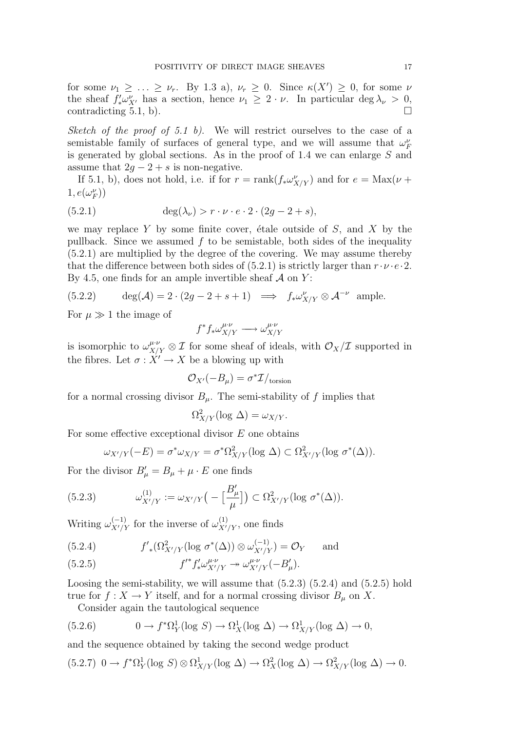for some $\nu_1 \geq \ldots \geq \nu_r$. By 1.3 a), $\nu_r \geq 0$. Since $\kappa(X') \geq 0$, for some $\nu$ the sheaf $f'_*\omega^{\nu}_{X'}$ has a section, hence $\nu_1 \geq 2 \cdot \nu$. In particular $\deg \lambda_\nu > 0$, contradicting 5.1, b). □

*Sketch of the proof of 5.1 b).* We will restrict ourselves to the case of a semistable family of surfaces of general type, and we will assume that $\omega^{\nu}_F$ is generated by global sections. As in the proof of 1.4 we can enlarge $S$ and assume that $2g - 2 + s$ is non-negative.

If 5.1, b), does not hold, i.e. if for $r = \text{rank}(f_*\omega^{\nu}_{X/Y})$ and for $e = \text{Max}(\nu + 1, e(\omega^{\nu}_F))$

$$
\deg(\lambda_\nu) > r \cdot \nu \cdot e \cdot 2 \cdot (2g - 2 + s), \tag{5.2.1}
$$

we may replace $Y$ by some finite cover, étale outside of $S$, and $X$ by the pullback. Since we assumed $f$ to be semistable, both sides of the inequality (5.2.1) are multiplied by the degree of the covering. We may assume thereby that the difference between both sides of (5.2.1) is strictly larger than $r \cdot \nu \cdot e \cdot 2$. By 4.5, one finds for an ample invertible sheaf $\mathcal{A}$ on $Y$:

$$
\deg(\mathcal{A}) = 2 \cdot (2g - 2 + s + 1) \implies f_*\omega^{\nu}_{X/Y} \otimes \mathcal{A}^{-\nu} \text{ ample.} \tag{5.2.2}
$$

For $\mu \gg 1$ the image of

$$
f^* f_* \omega^{\mu \cdot \nu}_{X/Y} \longrightarrow \omega^{\mu \cdot \nu}_{X/Y}
$$

is isomorphic to $\omega^{\mu \cdot \nu}_{X/Y} \otimes \mathcal{I}$ for some sheaf of ideals, with $\mathcal{O}_X/\mathcal{I}$ supported in the fibres. Let $\sigma : X' \to X$ be a blowing up with

$$
\mathcal{O}_{X'}(-B_\mu) = \sigma^*\mathcal{I}/_{\text{torsion}}
$$

for a normal crossing divisor $B_\mu$. The semi-stability of $f$ implies that

$$
\Omega^2_{X/Y}(\log \Delta) = \omega_{X/Y}.
$$

For some effective exceptional divisor $E$ one obtains

$$
\omega_{X'/Y}(-E) = \sigma^*\omega_{X/Y} = \sigma^*\Omega^2_{X/Y}(\log \Delta) \subset \Omega^2_{X'/Y}(\log \sigma^*(\Delta)).
$$

For the divisor $B'_\mu = B_\mu + \mu \cdot E$ one finds

$$
\omega^{(1)}_{X'/Y} := \omega_{X'/Y}\big(-\big[\frac{B'_\mu}{\mu}\big]\big) \subset \Omega^2_{X'/Y}(\log \sigma^*(\Delta)). \tag{5.2.3}
$$

Writing $\omega^{(-1)}_{X'/Y}$ for the inverse of $\omega^{(1)}_{X'/Y}$, one finds

$$
f'_*(\Omega^2_{X'/Y}(\log \sigma^*(\Delta)) \otimes \omega^{(-1)}_{X'/Y}) = \mathcal{O}_Y \quad \text{and} \tag{5.2.4}
$$

$$
f'^* f'_* \omega^{\mu \cdot \nu}_{X'/Y} \twoheadrightarrow \omega^{\mu \cdot \nu}_{X'/Y}(-B'_\mu). \tag{5.2.5}
$$

Loosing the semi-stability, we will assume that (5.2.3) (5.2.4) and (5.2.5) hold true for $f : X \to Y$ itself, and for a normal crossing divisor $B_\mu$ on $X$.

Consider again the tautological sequence

$$
0 \to f^*\Omega^1_Y(\log S) \to \Omega^1_X(\log \Delta) \to \Omega^1_{X/Y}(\log \Delta) \to 0, \tag{5.2.6}
$$

and the sequence obtained by taking the second wedge product

$$
0 \to f^*\Omega^1_Y(\log S) \otimes \Omega^1_{X/Y}(\log \Delta) \to \Omega^2_X(\log \Delta) \to \Omega^2_{X/Y}(\log \Delta) \to 0. \tag{5.2.7}
$$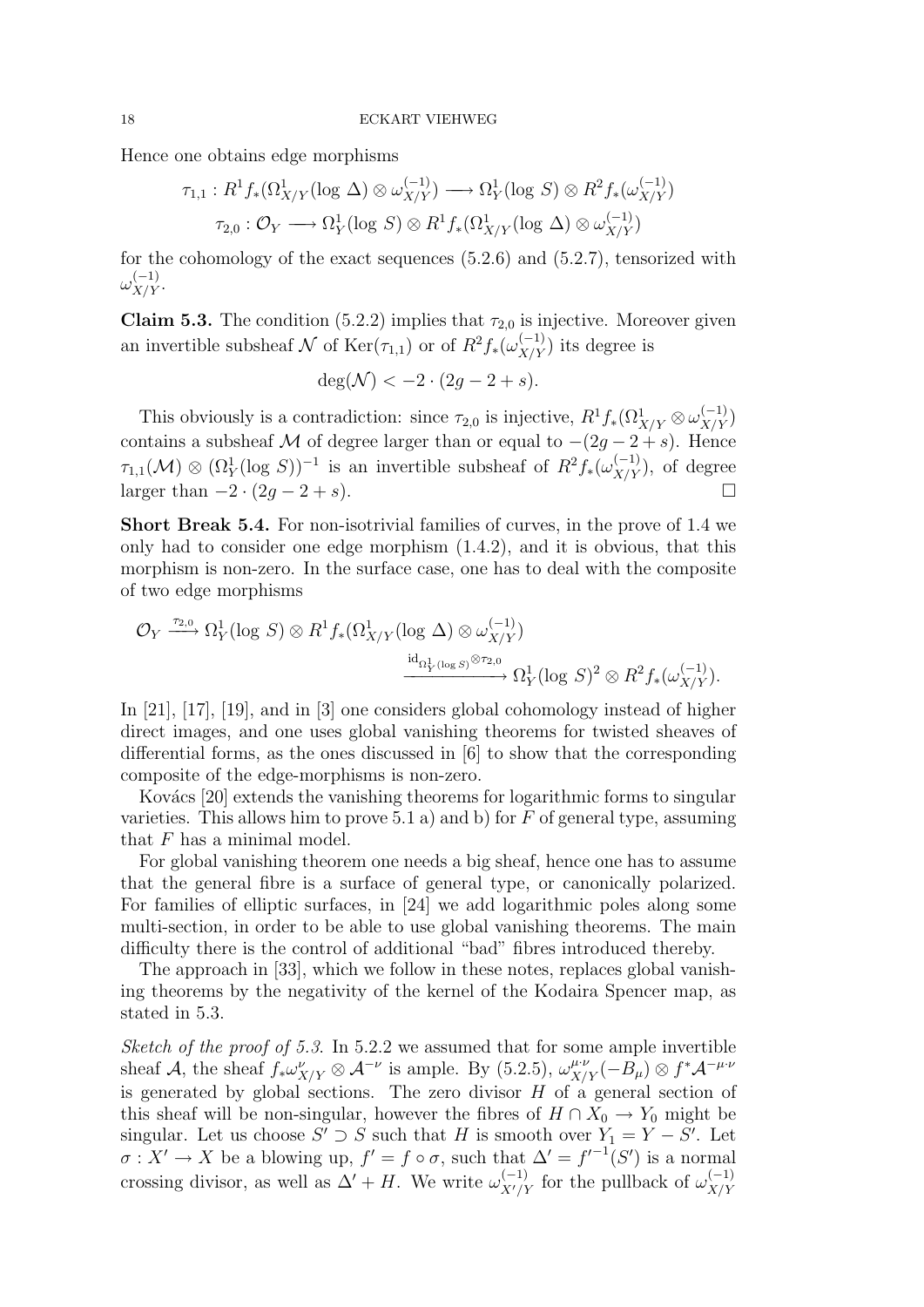Hence one obtains edge morphisms

$$\tau_{1,1} : R^1 f_*(\Omega^1_{X/Y}(\log \Delta) \otimes \omega^{(-1)}_{X/Y}) \longrightarrow \Omega^1_Y(\log S) \otimes R^2 f_*(\omega^{(-1)}_{X/Y})$$
$$\tau_{2,0} : \mathcal{O}_Y \longrightarrow \Omega^1_Y(\log S) \otimes R^1 f_*(\Omega^1_{X/Y}(\log \Delta) \otimes \omega^{(-1)}_{X/Y})$$

for the cohomology of the exact sequences (5.2.6) and (5.2.7), tensorized with $\omega^{(-1)}_{X/Y}$.

**Claim 5.3.** The condition (5.2.2) implies that $\tau_{2,0}$ is injective. Moreover given an invertible subsheaf $\mathcal{N}$ of $\mathrm{Ker}(\tau_{1,1})$ or of $R^2 f_*(\omega^{(-1)}_{X/Y})$ its degree is

$$\deg(\mathcal{N}) < -2 \cdot (2g - 2 + s).$$

This obviously is a contradiction: since $\tau_{2,0}$ is injective, $R^1 f_*(\Omega^1_{X/Y} \otimes \omega^{(-1)}_{X/Y})$ contains a subsheaf $\mathcal{M}$ of degree larger than or equal to $-(2g-2+s)$. Hence $\tau_{1,1}(\mathcal{M}) \otimes (\Omega^1_Y(\log S))^{-1}$ is an invertible subsheaf of $R^2 f_*(\omega^{(-1)}_{X/Y})$, of degree larger than $-2 \cdot (2g-2+s)$. $\square$

**Short Break 5.4.** For non-isotrivial families of curves, in the prove of 1.4 we only had to consider one edge morphism (1.4.2), and it is obvious, that this morphism is non-zero. In the surface case, one has to deal with the composite of two edge morphisms

$$\mathcal{O}_Y \xrightarrow{\tau_{2,0}} \Omega^1_Y(\log S) \otimes R^1 f_*(\Omega^1_{X/Y}(\log \Delta) \otimes \omega^{(-1)}_{X/Y})$$
$$\xrightarrow{\mathrm{id}_{\Omega^1_Y(\log S)} \otimes \tau_{2,0}} \Omega^1_Y(\log S)^2 \otimes R^2 f_*(\omega^{(-1)}_{X/Y}).$$

In [21], [17], [19], and in [3] one considers global cohomology instead of higher direct images, and one uses global vanishing theorems for twisted sheaves of differential forms, as the ones discussed in [6] to show that the corresponding composite of the edge-morphisms is non-zero.

Kovács [20] extends the vanishing theorems for logarithmic forms to singular varieties. This allows him to prove 5.1 a) and b) for $F$ of general type, assuming that $F$ has a minimal model.

For global vanishing theorem one needs a big sheaf, hence one has to assume that the general fibre is a surface of general type, or canonically polarized. For families of elliptic surfaces, in [24] we add logarithmic poles along some multi-section, in order to be able to use global vanishing theorems. The main difficulty there is the control of additional "bad" fibres introduced thereby.

The approach in [33], which we follow in these notes, replaces global vanishing theorems by the negativity of the kernel of the Kodaira Spencer map, as stated in 5.3.

*Sketch of the proof of 5.3.* In 5.2.2 we assumed that for some ample invertible sheaf $\mathcal{A}$, the sheaf $f_*\omega^{\nu}_{X/Y} \otimes \mathcal{A}^{-\nu}$ is ample. By (5.2.5), $\omega^{\mu\cdot\nu}_{X/Y}(-B_\mu) \otimes f^*\mathcal{A}^{-\mu\cdot\nu}$ is generated by global sections. The zero divisor $H$ of a general section of this sheaf will be non-singular, however the fibres of $H \cap X_0 \to Y_0$ might be singular. Let us choose $S' \supset S$ such that $H$ is smooth over $Y_1 = Y - S'$. Let $\sigma : X' \to X$ be a blowing up, $f' = f \circ \sigma$, such that $\Delta' = {f'}^{-1}(S')$ is a normal crossing divisor, as well as $\Delta' + H$. We write $\omega^{(-1)}_{X'/Y}$ for the pullback of $\omega^{(-1)}_{X/Y}$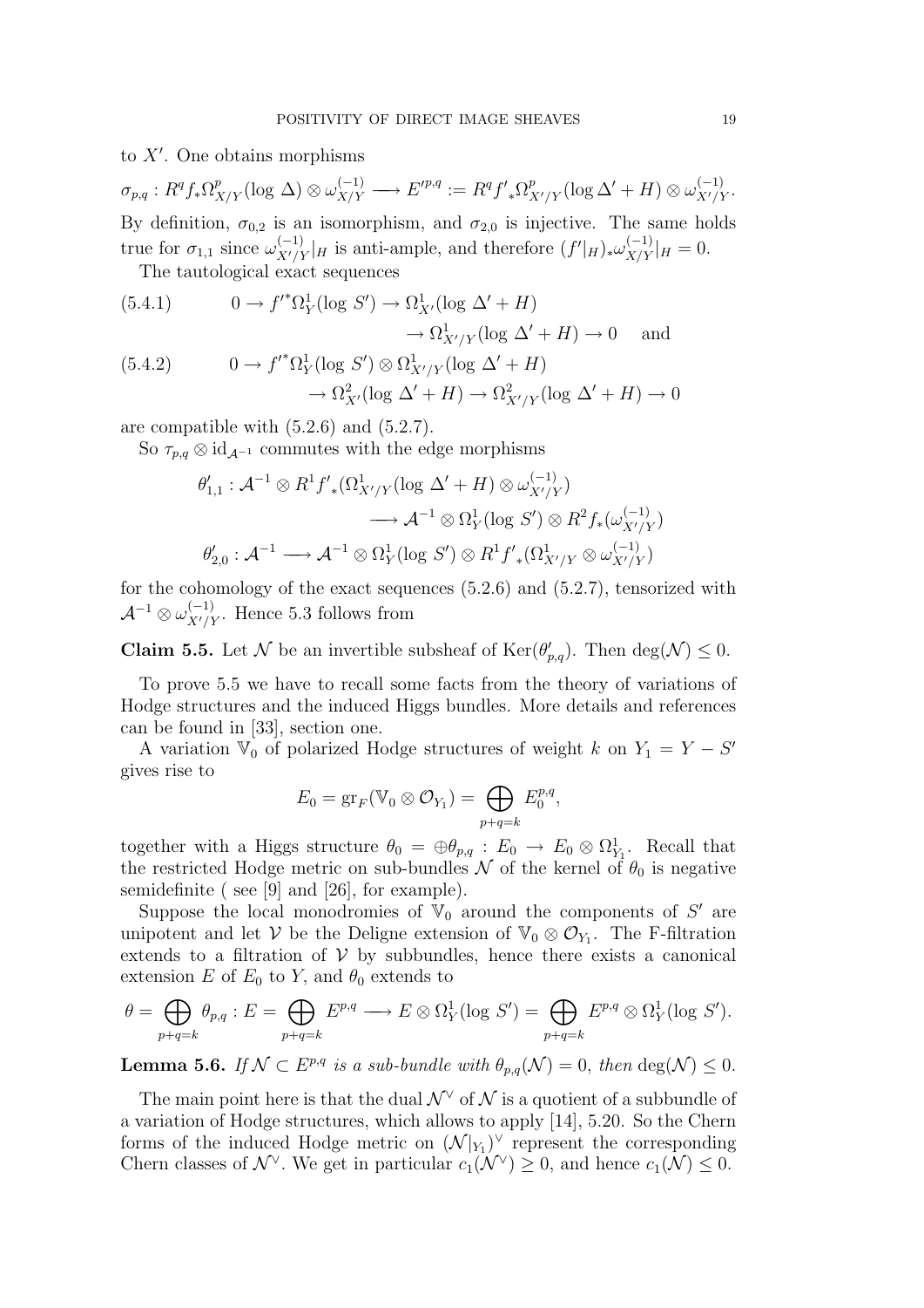to $X'$. One obtains morphisms

$$\sigma_{p,q} : R^q f_* \Omega^p_{X/Y}(\log \Delta) \otimes \omega^{(-1)}_{X/Y} \longrightarrow E'^{p,q} := R^q f'_* \Omega^p_{X'/Y}(\log \Delta' + H) \otimes \omega^{(-1)}_{X'/Y}.$$

By definition, $\sigma_{0,2}$ is an isomorphism, and $\sigma_{2,0}$ is injective. The same holds true for $\sigma_{1,1}$ since $\omega^{(-1)}_{X'/Y}|_H$ is anti-ample, and therefore $(f'|_H)_* \omega^{(-1)}_{X/Y}|_H = 0$.

The tautological exact sequences

$$(5.4.1) \qquad 0 \to {f'}^* \Omega^1_Y(\log S') \to \Omega^1_{X'}(\log \Delta' + H) \to \Omega^1_{X'/Y}(\log \Delta' + H) \to 0 \quad \text{and}$$

$$(5.4.2) \qquad 0 \to {f'}^* \Omega^1_Y(\log S') \otimes \Omega^1_{X'/Y}(\log \Delta' + H) \to \Omega^2_{X'}(\log \Delta' + H) \to \Omega^2_{X'/Y}(\log \Delta' + H) \to 0$$

are compatible with (5.2.6) and (5.2.7).

So $\tau_{p,q} \otimes \mathrm{id}_{\mathcal{A}^{-1}}$ commutes with the edge morphisms

$$\theta'_{1,1} : \mathcal{A}^{-1} \otimes R^1 f'_* (\Omega^1_{X'/Y}(\log \Delta' + H) \otimes \omega^{(-1)}_{X'/Y}) \longrightarrow \mathcal{A}^{-1} \otimes \Omega^1_Y(\log S') \otimes R^2 f_* (\omega^{(-1)}_{X'/Y})$$

$$\theta'_{2,0} : \mathcal{A}^{-1} \longrightarrow \mathcal{A}^{-1} \otimes \Omega^1_Y(\log S') \otimes R^1 f'_* (\Omega^1_{X'/Y} \otimes \omega^{(-1)}_{X'/Y})$$

for the cohomology of the exact sequences (5.2.6) and (5.2.7), tensorized with $\mathcal{A}^{-1} \otimes \omega^{(-1)}_{X'/Y}$. Hence 5.3 follows from

**Claim 5.5.** *Let $\mathcal{N}$ be an invertible subsheaf of $\mathrm{Ker}(\theta'_{p,q})$. Then $\deg(\mathcal{N}) \leq 0$.*

To prove 5.5 we have to recall some facts from the theory of variations of Hodge structures and the induced Higgs bundles. More details and references can be found in [33], section one.

A variation $\mathbb{V}_0$ of polarized Hodge structures of weight $k$ on $Y_1 = Y - S'$ gives rise to

$$E_0 = \mathrm{gr}_F(\mathbb{V}_0 \otimes \mathcal{O}_{Y_1}) = \bigoplus_{p+q=k} E_0^{p,q},$$

together with a Higgs structure $\theta_0 = \oplus \theta_{p,q} : E_0 \to E_0 \otimes \Omega^1_{Y_1}$. Recall that the restricted Hodge metric on sub-bundles $\mathcal{N}$ of the kernel of $\theta_0$ is negative semidefinite ( see [9] and [26], for example).

Suppose the local monodromies of $\mathbb{V}_0$ around the components of $S'$ are unipotent and let $\mathcal{V}$ be the Deligne extension of $\mathbb{V}_0 \otimes \mathcal{O}_{Y_1}$. The F-filtration extends to a filtration of $\mathcal{V}$ by subbundles, hence there exists a canonical extension $E$ of $E_0$ to $Y$, and $\theta_0$ extends to

$$\theta = \bigoplus_{p+q=k} \theta_{p,q} : E = \bigoplus_{p+q=k} E^{p,q} \longrightarrow E \otimes \Omega^1_Y(\log S') = \bigoplus_{p+q=k} E^{p,q} \otimes \Omega^1_Y(\log S').$$

**Lemma 5.6.** *If $\mathcal{N} \subset E^{p,q}$ is a sub-bundle with $\theta_{p,q}(\mathcal{N}) = 0$, then $\deg(\mathcal{N}) \leq 0$.*

The main point here is that the dual $\mathcal{N}^\vee$ of $\mathcal{N}$ is a quotient of a subbundle of a variation of Hodge structures, which allows to apply [14], 5.20. So the Chern forms of the induced Hodge metric on $(\mathcal{N}|_{Y_1})^\vee$ represent the corresponding Chern classes of $\mathcal{N}^\vee$. We get in particular $c_1(\mathcal{N}^\vee) \geq 0$, and hence $c_1(\mathcal{N}) \leq 0$.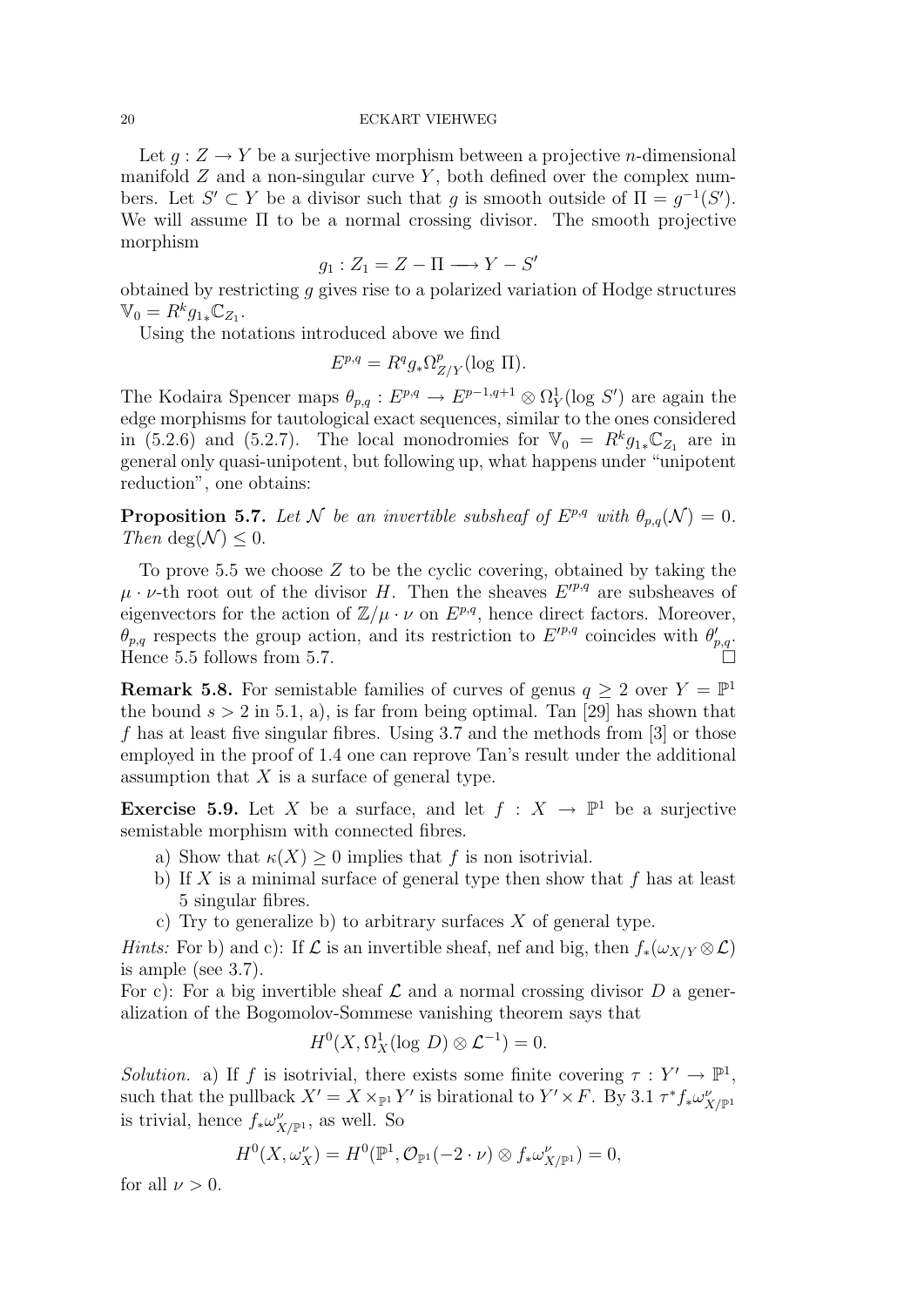Let $g : Z \to Y$ be a surjective morphism between a projective $n$-dimensional manifold $Z$ and a non-singular curve $Y$, both defined over the complex numbers. Let $S' \subset Y$ be a divisor such that $g$ is smooth outside of $\Pi = g^{-1}(S')$. We will assume $\Pi$ to be a normal crossing divisor. The smooth projective morphism

$$g_1 : Z_1 = Z - \Pi \longrightarrow Y - S'$$

obtained by restricting $g$ gives rise to a polarized variation of Hodge structures $\mathbb{V}_0 = R^k g_{1*}\mathbb{C}_{Z_1}$.

Using the notations introduced above we find

$$E^{p,q} = R^q g_* \Omega^p_{Z/Y}(\log \Pi).$$

The Kodaira Spencer maps $\theta_{p,q} : E^{p,q} \to E^{p-1,q+1} \otimes \Omega^1_Y(\log S')$ are again the edge morphisms for tautological exact sequences, similar to the ones considered in (5.2.6) and (5.2.7). The local monodromies for $\mathbb{V}_0 = R^k g_{1*}\mathbb{C}_{Z_1}$ are in general only quasi-unipotent, but following up, what happens under "unipotent reduction", one obtains:

**Proposition 5.7.** *Let $\mathcal{N}$ be an invertible subsheaf of $E^{p,q}$ with $\theta_{p,q}(\mathcal{N}) = 0$. Then $\deg(\mathcal{N}) \leq 0$.*

To prove 5.5 we choose $Z$ to be the cyclic covering, obtained by taking the $\mu \cdot \nu$-th root out of the divisor $H$. Then the sheaves $E'^{p,q}$ are subsheaves of eigenvectors for the action of $\mathbb{Z}/\mu \cdot \nu$ on $E^{p,q}$, hence direct factors. Moreover, $\theta_{p,q}$ respects the group action, and its restriction to $E'^{p,q}$ coincides with $\theta'_{p,q}$. Hence 5.5 follows from 5.7. □

**Remark 5.8.** For semistable families of curves of genus $q \geq 2$ over $Y = \mathbb{P}^1$ the bound $s > 2$ in 5.1, a), is far from being optimal. Tan [29] has shown that $f$ has at least five singular fibres. Using 3.7 and the methods from [3] or those employed in the proof of 1.4 one can reprove Tan's result under the additional assumption that $X$ is a surface of general type.

**Exercise 5.9.** Let $X$ be a surface, and let $f : X \to \mathbb{P}^1$ be a surjective semistable morphism with connected fibres.

a) Show that $\kappa(X) \geq 0$ implies that $f$ is non isotrivial.
b) If $X$ is a minimal surface of general type then show that $f$ has at least 5 singular fibres.
c) Try to generalize b) to arbitrary surfaces $X$ of general type.

*Hints:* For b) and c): If $\mathcal{L}$ is an invertible sheaf, nef and big, then $f_*(\omega_{X/Y} \otimes \mathcal{L})$ is ample (see 3.7).
For c): For a big invertible sheaf $\mathcal{L}$ and a normal crossing divisor $D$ a generalization of the Bogomolov-Sommese vanishing theorem says that

$$H^0(X, \Omega^1_X(\log D) \otimes \mathcal{L}^{-1}) = 0.$$

*Solution.* a) If $f$ is isotrivial, there exists some finite covering $\tau : Y' \to \mathbb{P}^1$, such that the pullback $X' = X \times_{\mathbb{P}^1} Y'$ is birational to $Y' \times F$. By 3.1 $\tau^* f_* \omega^\nu_{X/\mathbb{P}^1}$ is trivial, hence $f_* \omega^\nu_{X/\mathbb{P}^1}$, as well. So

$$H^0(X, \omega^\nu_X) = H^0(\mathbb{P}^1, \mathcal{O}_{\mathbb{P}^1}(-2 \cdot \nu) \otimes f_* \omega^\nu_{X/\mathbb{P}^1}) = 0,$$

for all $\nu > 0$.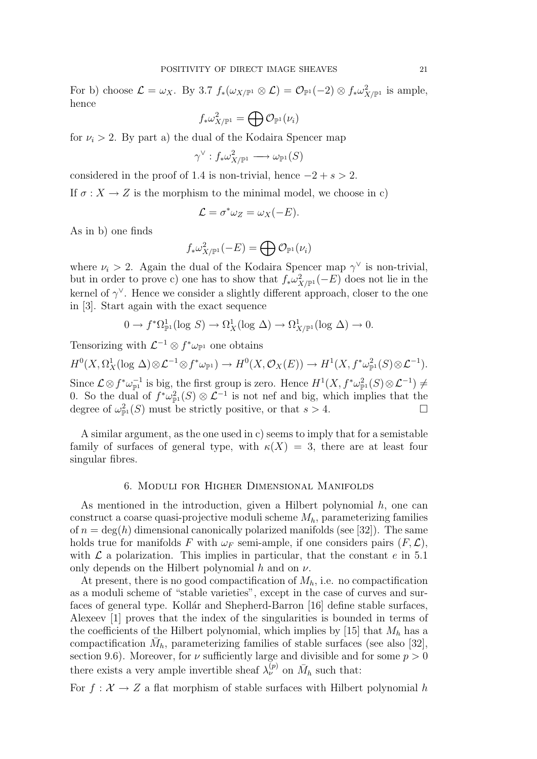For b) choose $\mathcal{L} = \omega_X$. By 3.7 $f_*(\omega_{X/\mathbb{P}^1} \otimes \mathcal{L}) = \mathcal{O}_{\mathbb{P}^1}(-2) \otimes f_*\omega^2_{X/\mathbb{P}^1}$ is ample, hence

$$f_*\omega^2_{X/\mathbb{P}^1} = \bigoplus \mathcal{O}_{\mathbb{P}^1}(\nu_i)$$

for $\nu_i > 2$. By part a) the dual of the Kodaira Spencer map

$$\gamma^\vee : f_*\omega^2_{X/\mathbb{P}^1} \longrightarrow \omega_{\mathbb{P}^1}(S)$$

considered in the proof of 1.4 is non-trivial, hence $-2 + s > 2$.

If $\sigma : X \to Z$ is the morphism to the minimal model, we choose in c)

$$\mathcal{L} = \sigma^*\omega_Z = \omega_X(-E).$$

As in b) one finds

$$f_*\omega^2_{X/\mathbb{P}^1}(-E) = \bigoplus \mathcal{O}_{\mathbb{P}^1}(\nu_i)$$

where $\nu_i > 2$. Again the dual of the Kodaira Spencer map $\gamma^\vee$ is non-trivial, but in order to prove c) one has to show that $f_*\omega^2_{X/\mathbb{P}^1}(-E)$ does not lie in the kernel of $\gamma^\vee$. Hence we consider a slightly different approach, closer to the one in [3]. Start again with the exact sequence

$$0 \to f^*\Omega^1_{\mathbb{P}^1}(\log\, S) \to \Omega^1_X(\log\, \Delta) \to \Omega^1_{X/\mathbb{P}^1}(\log\, \Delta) \to 0.$$

Tensorizing with $\mathcal{L}^{-1} \otimes f^*\omega_{\mathbb{P}^1}$ one obtains

$$H^0(X, \Omega^1_X(\log\, \Delta) \otimes \mathcal{L}^{-1} \otimes f^*\omega_{\mathbb{P}^1}) \to H^0(X, \mathcal{O}_X(E)) \to H^1(X, f^*\omega^2_{\mathbb{P}^1}(S) \otimes \mathcal{L}^{-1}).$$

Since $\mathcal{L} \otimes f^*\omega^{-1}_{\mathbb{P}^1}$ is big, the first group is zero. Hence $H^1(X, f^*\omega^2_{\mathbb{P}^1}(S) \otimes \mathcal{L}^{-1}) \neq 0$. So the dual of $f^*\omega^2_{\mathbb{P}^1}(S) \otimes \mathcal{L}^{-1}$ is not nef and big, which implies that the degree of $\omega^2_{\mathbb{P}^1}(S)$ must be strictly positive, or that $s > 4$. □

A similar argument, as the one used in c) seems to imply that for a semistable family of surfaces of general type, with $\kappa(X) = 3$, there are at least four singular fibres.

## 6. Moduli for Higher Dimensional Manifolds

As mentioned in the introduction, given a Hilbert polynomial $h$, one can construct a coarse quasi-projective moduli scheme $M_h$, parameterizing families of $n = \deg(h)$ dimensional canonically polarized manifolds (see [32]). The same holds true for manifolds $F$ with $\omega_F$ semi-ample, if one considers pairs $(F, \mathcal{L})$, with $\mathcal{L}$ a polarization. This implies in particular, that the constant $e$ in 5.1 only depends on the Hilbert polynomial $h$ and on $\nu$.

At present, there is no good compactification of $M_h$, i.e. no compactification as a moduli scheme of "stable varieties", except in the case of curves and surfaces of general type. Kollár and Shepherd-Barron [16] define stable surfaces, Alexeev [1] proves that the index of the singularities is bounded in terms of the coefficients of the Hilbert polynomial, which implies by [15] that $M_h$ has a compactification $\bar{M}_h$, parameterizing families of stable surfaces (see also [32], section 9.6). Moreover, for $\nu$ sufficiently large and divisible and for some $p > 0$ there exists a very ample invertible sheaf $\lambda^{(p)}_\nu$ on $\bar{M}_h$ such that:

For $f : \mathcal{X} \to Z$ a flat morphism of stable surfaces with Hilbert polynomial $h$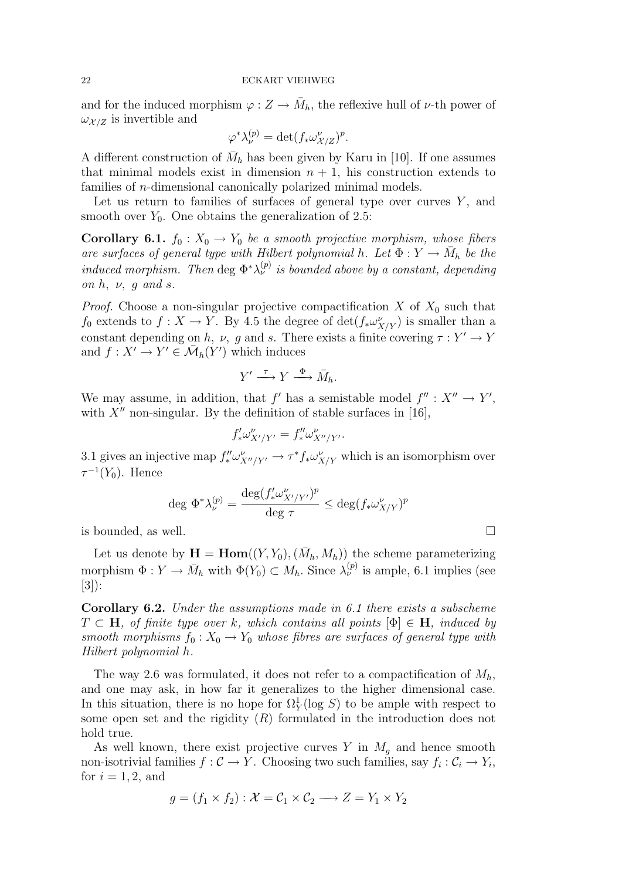and for the induced morphism $\varphi : Z \to \bar{M}_h$, the reflexive hull of $\nu$-th power of $\omega_{\mathcal{X}/Z}$ is invertible and

$$\varphi^* \lambda_\nu^{(p)} = \det(f_* \omega_{\mathcal{X}/Z}^\nu)^p.$$

A different construction of $\bar{M}_h$ has been given by Karu in [10]. If one assumes that minimal models exist in dimension $n+1$, his construction extends to families of $n$-dimensional canonically polarized minimal models.

Let us return to families of surfaces of general type over curves $Y$, and smooth over $Y_0$. One obtains the generalization of 2.5:

**Corollary 6.1.** *$f_0 : X_0 \to Y_0$ be a smooth projective morphism, whose fibers are surfaces of general type with Hilbert polynomial $h$. Let $\Phi : Y \to \bar{M}_h$ be the induced morphism. Then* $\deg \Phi^* \lambda_\nu^{(p)}$ *is bounded above by a constant, depending on $h$, $\nu$, $g$ and $s$.*

*Proof.* Choose a non-singular projective compactification $X$ of $X_0$ such that $f_0$ extends to $f : X \to Y$. By 4.5 the degree of $\det(f_* \omega_{X/Y}^\nu)$ is smaller than a constant depending on $h$, $\nu$, $g$ and $s$. There exists a finite covering $\tau : Y' \to Y$ and $f : X' \to Y' \in \bar{\mathcal{M}}_h(Y')$ which induces

$$Y' \xrightarrow{\ \tau\ } Y \xrightarrow{\ \Phi\ } \bar{M}_h.$$

We may assume, in addition, that $f'$ has a semistable model $f'' : X'' \to Y'$, with $X''$ non-singular. By the definition of stable surfaces in [16],

$$f'_* \omega_{X'/Y'}^\nu = f''_* \omega_{X''/Y'}^\nu.$$

3.1 gives an injective map $f''_* \omega_{X''/Y'}^\nu \to \tau^* f_* \omega_{X/Y}^\nu$ which is an isomorphism over $\tau^{-1}(Y_0)$. Hence

$$\deg\, \Phi^* \lambda_\nu^{(p)} = \frac{\deg(f'_* \omega_{X'/Y'}^\nu)^p}{\deg\, \tau} \leq \deg(f_* \omega_{X/Y}^\nu)^p$$

is bounded, as well. $\square$

Let us denote by $\mathbf{H} = \mathbf{Hom}((Y, Y_0), (\bar{M}_h, M_h))$ the scheme parameterizing morphism $\Phi : Y \to \bar{M}_h$ with $\Phi(Y_0) \subset M_h$. Since $\lambda_\nu^{(p)}$ is ample, 6.1 implies (see [3]):

**Corollary 6.2.** *Under the assumptions made in 6.1 there exists a subscheme $T \subset \mathbf{H}$, of finite type over $k$, which contains all points $[\Phi] \in \mathbf{H}$, induced by smooth morphisms $f_0 : X_0 \to Y_0$ whose fibres are surfaces of general type with Hilbert polynomial $h$.*

The way 2.6 was formulated, it does not refer to a compactification of $M_h$, and one may ask, in how far it generalizes to the higher dimensional case. In this situation, there is no hope for $\Omega_Y^1(\log S)$ to be ample with respect to some open set and the rigidity $(R)$ formulated in the introduction does not hold true.

As well known, there exist projective curves $Y$ in $M_g$ and hence smooth non-isotrivial families $f : \mathcal{C} \to Y$. Choosing two such families, say $f_i : \mathcal{C}_i \to Y_i$, for $i = 1, 2$, and

$$g = (f_1 \times f_2) : \mathcal{X} = \mathcal{C}_1 \times \mathcal{C}_2 \longrightarrow Z = Y_1 \times Y_2$$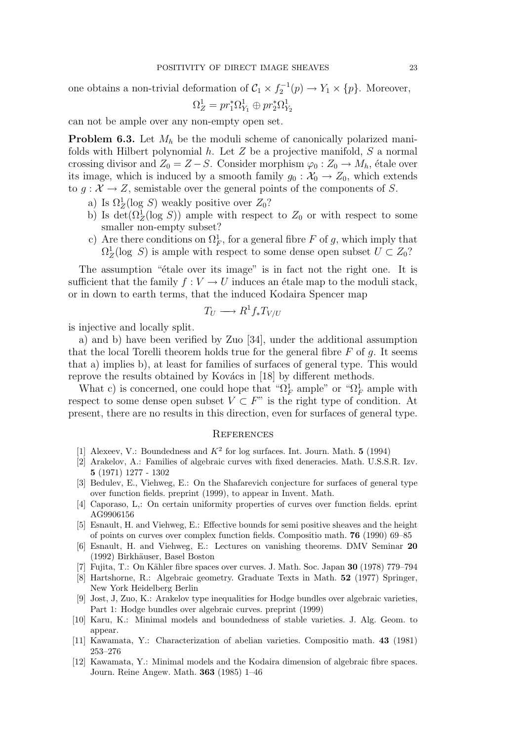one obtains a non-trivial deformation of $\mathcal{C}_1 \times f_2^{-1}(p) \to Y_1 \times \{p\}$. Moreover,

$$\Omega^1_Z = pr_1^*\Omega^1_{Y_1} \oplus pr_2^*\Omega^1_{Y_2}$$

can not be ample over any non-empty open set.

**Problem 6.3.** Let $M_h$ be the moduli scheme of canonically polarized manifolds with Hilbert polynomial $h$. Let $Z$ be a projective manifold, $S$ a normal crossing divisor and $Z_0 = Z - S$. Consider morphism $\varphi_0 : Z_0 \to M_h$, étale over its image, which is induced by a smooth family $g_0 : \mathcal{X}_0 \to Z_0$, which extends to $g : \mathcal{X} \to Z$, semistable over the general points of the components of $S$.

a) Is $\Omega^1_Z(\log S)$ weakly positive over $Z_0$?
b) Is $\det(\Omega^1_Z(\log S))$ ample with respect to $Z_0$ or with respect to some smaller non-empty subset?
c) Are there conditions on $\Omega^1_F$, for a general fibre $F$ of $g$, which imply that $\Omega^1_Z(\log\ S)$ is ample with respect to some dense open subset $U \subset Z_0$?

The assumption "étale over its image" is in fact not the right one. It is sufficient that the family $f : V \to U$ induces an étale map to the moduli stack, or in down to earth terms, that the induced Kodaira Spencer map

$$T_U \longrightarrow R^1 f_* T_{V/U}$$

is injective and locally split.

a) and b) have been verified by Zuo [34], under the additional assumption that the local Torelli theorem holds true for the general fibre $F$ of $g$. It seems that a) implies b), at least for families of surfaces of general type. This would reprove the results obtained by Kovács in [18] by different methods.

What c) is concerned, one could hope that "$\Omega^1_F$ ample" or "$\Omega^1_F$ ample with respect to some dense open subset $V \subset F$" is the right type of condition. At present, there are no results in this direction, even for surfaces of general type.

## References

[1] Alexeev, V.: Boundedness and $K^2$ for log surfaces. Int. Journ. Math. **5** (1994)

[2] Arakelov, A.: Families of algebraic curves with fixed deneracies. Math. U.S.S.R. Izv. **5** (1971) 1277 - 1302

[3] Bedulev, E., Viehweg, E.: On the Shafarevich conjecture for surfaces of general type over function fields. preprint (1999), to appear in Invent. Math.

[4] Caporaso, L,: On certain uniformity properties of curves over function fields. eprint AG9906156

[5] Esnault, H. and Viehweg, E.: Effective bounds for semi positive sheaves and the height of points on curves over complex function fields. Compositio math. **76** (1990) 69–85

[6] Esnault, H. and Viehweg, E.: Lectures on vanishing theorems. DMV Seminar **20** (1992) Birkhäuser, Basel Boston

[7] Fujita, T.: On Kähler fibre spaces over curves. J. Math. Soc. Japan **30** (1978) 779–794

[8] Hartshorne, R.: Algebraic geometry. Graduate Texts in Math. **52** (1977) Springer, New York Heidelberg Berlin

[9] Jost, J, Zuo, K.: Arakelov type inequalities for Hodge bundles over algebraic varieties, Part 1: Hodge bundles over algebraic curves. preprint (1999)

[10] Karu, K.: Minimal models and boundedness of stable varieties. J. Alg. Geom. to appear.

[11] Kawamata, Y.: Characterization of abelian varieties. Compositio math. **43** (1981) 253–276

[12] Kawamata, Y.: Minimal models and the Kodaira dimension of algebraic fibre spaces. Journ. Reine Angew. Math. **363** (1985) 1–46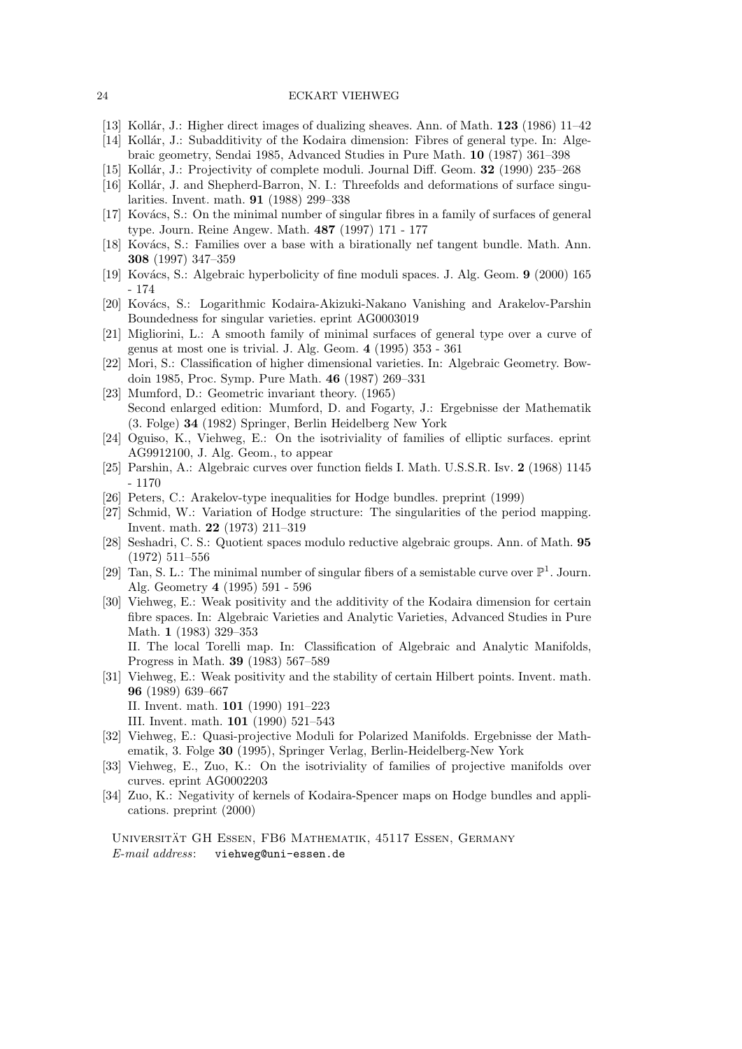[13] Kollár, J.: Higher direct images of dualizing sheaves. Ann. of Math. **123** (1986) 11–42

[14] Kollár, J.: Subadditivity of the Kodaira dimension: Fibres of general type. In: Algebraic geometry, Sendai 1985, Advanced Studies in Pure Math. **10** (1987) 361–398

[15] Kollár, J.: Projectivity of complete moduli. Journal Diff. Geom. **32** (1990) 235–268

[16] Kollár, J. and Shepherd-Barron, N. I.: Threefolds and deformations of surface singularities. Invent. math. **91** (1988) 299–338

[17] Kovács, S.: On the minimal number of singular fibres in a family of surfaces of general type. Journ. Reine Angew. Math. **487** (1997) 171 - 177

[18] Kovács, S.: Families over a base with a birationally nef tangent bundle. Math. Ann. **308** (1997) 347–359

[19] Kovács, S.: Algebraic hyperbolicity of fine moduli spaces. J. Alg. Geom. **9** (2000) 165 - 174

[20] Kovács, S.: Logarithmic Kodaira-Akizuki-Nakano Vanishing and Arakelov-Parshin Boundedness for singular varieties. eprint AG0003019

[21] Migliorini, L.: A smooth family of minimal surfaces of general type over a curve of genus at most one is trivial. J. Alg. Geom. **4** (1995) 353 - 361

[22] Mori, S.: Classification of higher dimensional varieties. In: Algebraic Geometry. Bowdoin 1985, Proc. Symp. Pure Math. **46** (1987) 269–331

[23] Mumford, D.: Geometric invariant theory. (1965)
Second enlarged edition: Mumford, D. and Fogarty, J.: Ergebnisse der Mathematik (3. Folge) **34** (1982) Springer, Berlin Heidelberg New York

[24] Oguiso, K., Viehweg, E.: On the isotriviality of families of elliptic surfaces. eprint AG9912100, J. Alg. Geom., to appear

[25] Parshin, A.: Algebraic curves over function fields I. Math. U.S.S.R. Isv. **2** (1968) 1145 - 1170

[26] Peters, C.: Arakelov-type inequalities for Hodge bundles. preprint (1999)

[27] Schmid, W.: Variation of Hodge structure: The singularities of the period mapping. Invent. math. **22** (1973) 211–319

[28] Seshadri, C. S.: Quotient spaces modulo reductive algebraic groups. Ann. of Math. **95** (1972) 511–556

[29] Tan, S. L.: The minimal number of singular fibers of a semistable curve over $\mathbb{P}^1$. Journ. Alg. Geometry **4** (1995) 591 - 596

[30] Viehweg, E.: Weak positivity and the additivity of the Kodaira dimension for certain fibre spaces. In: Algebraic Varieties and Analytic Varieties, Advanced Studies in Pure Math. **1** (1983) 329–353
II. The local Torelli map. In: Classification of Algebraic and Analytic Manifolds, Progress in Math. **39** (1983) 567–589

[31] Viehweg, E.: Weak positivity and the stability of certain Hilbert points. Invent. math. **96** (1989) 639–667
II. Invent. math. **101** (1990) 191–223
III. Invent. math. **101** (1990) 521–543

[32] Viehweg, E.: Quasi-projective Moduli for Polarized Manifolds. Ergebnisse der Mathematik, 3. Folge **30** (1995), Springer Verlag, Berlin-Heidelberg-New York

[33] Viehweg, E., Zuo, K.: On the isotriviality of families of projective manifolds over curves. eprint AG0002203

[34] Zuo, K.: Negativity of kernels of Kodaira-Spencer maps on Hodge bundles and applications. preprint (2000)

Universität GH Essen, FB6 Mathematik, 45117 Essen, Germany
*E-mail address*: viehweg@uni-essen.de